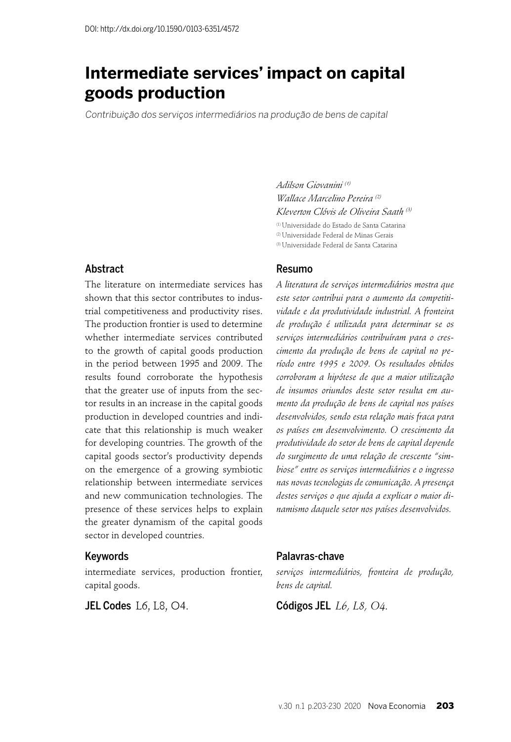DOI: http://dx.doi.org/10.1590/0103-6351/4572

# Intermediate services' impact on capital goods production

*Contribuição dos serviços intermediários na produção de bens de capital*

*Adilson Giovanini* [1]
*Wallace Marcelino Pereira* [2]
*Kleverton Clóvis de Oliveira Saath* [3]

[1] Universidade do Estado de Santa Catarina
[2] Universidade Federal de Minas Gerais
[3] Universidade Federal de Santa Catarina

## Abstract

The literature on intermediate services has shown that this sector contributes to industrial competitiveness and productivity rises. The production frontier is used to determine whether intermediate services contributed to the growth of capital goods production in the period between 1995 and 2009. The results found corroborate the hypothesis that the greater use of inputs from the sector results in an increase in the capital goods production in developed countries and indicate that this relationship is much weaker for developing countries. The growth of the capital goods sector's productivity depends on the emergence of a growing symbiotic relationship between intermediate services and new communication technologies. The presence of these services helps to explain the greater dynamism of the capital goods sector in developed countries.

## Keywords

intermediate services, production frontier, capital goods.

**JEL Codes** L6, L8, O4.

## Resumo

*A literatura de serviços intermediários mostra que este setor contribui para o aumento da competitividade e da produtividade industrial. A fronteira de produção é utilizada para determinar se os serviços intermediários contribuíram para o crescimento da produção de bens de capital no período entre 1995 e 2009. Os resultados obtidos corroboram a hipótese de que a maior utilização de insumos oriundos deste setor resulta em aumento da produção de bens de capital nos países desenvolvidos, sendo esta relação mais fraca para os países em desenvolvimento. O crescimento da produtividade do setor de bens de capital depende do surgimento de uma relação de crescente "simbiose" entre os serviços intermediários e o ingresso nas novas tecnologias de comunicação. A presença destes serviços o que ajuda a explicar o maior dinamismo daquele setor nos países desenvolvidos.*

## Palavras-chave

*serviços intermediários, fronteira de produção, bens de capital.*

**Códigos JEL** *L6, L8, O4.*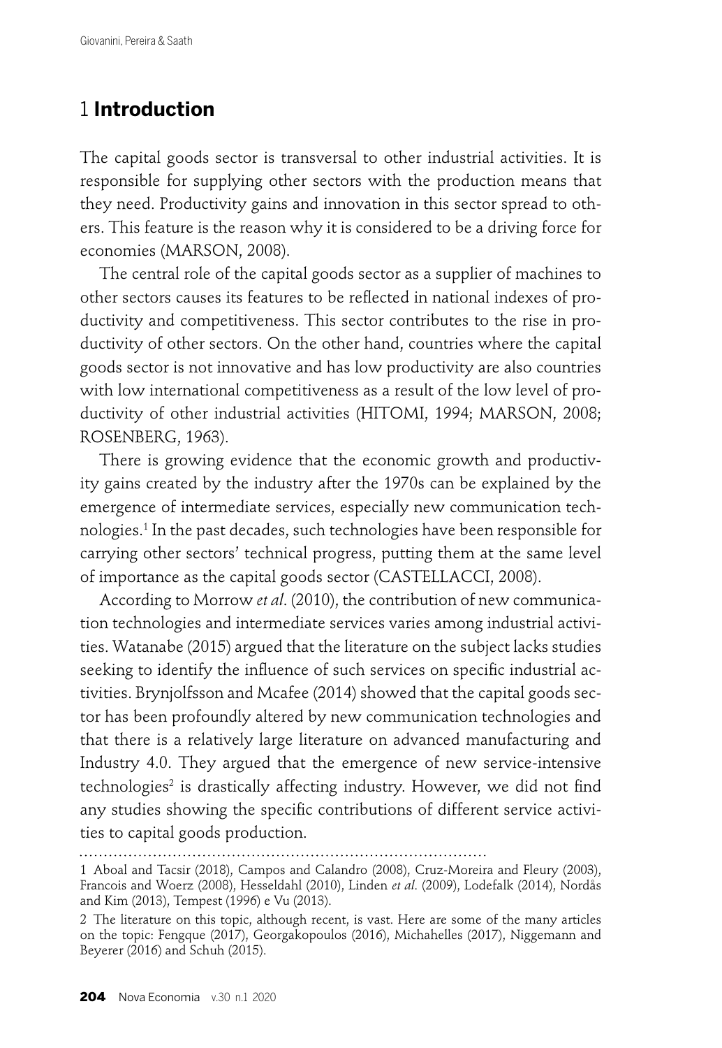# 1 **Introduction**

The capital goods sector is transversal to other industrial activities. It is responsible for supplying other sectors with the production means that they need. Productivity gains and innovation in this sector spread to others. This feature is the reason why it is considered to be a driving force for economies (MARSON, 2008).

The central role of the capital goods sector as a supplier of machines to other sectors causes its features to be reflected in national indexes of productivity and competitiveness. This sector contributes to the rise in productivity of other sectors. On the other hand, countries where the capital goods sector is not innovative and has low productivity are also countries with low international competitiveness as a result of the low level of productivity of other industrial activities (HITOMI, 1994; MARSON, 2008; ROSENBERG, 1963).

There is growing evidence that the economic growth and productivity gains created by the industry after the 1970s can be explained by the emergence of intermediate services, especially new communication technologies.[1] In the past decades, such technologies have been responsible for carrying other sectors' technical progress, putting them at the same level of importance as the capital goods sector (CASTELLACCI, 2008).

According to Morrow *et al*. (2010), the contribution of new communication technologies and intermediate services varies among industrial activities. Watanabe (2015) argued that the literature on the subject lacks studies seeking to identify the influence of such services on specific industrial activities. Brynjolfsson and Mcafee (2014) showed that the capital goods sector has been profoundly altered by new communication technologies and that there is a relatively large literature on advanced manufacturing and Industry 4.0. They argued that the emergence of new service-intensive technologies[2] is drastically affecting industry. However, we did not find any studies showing the specific contributions of different service activities to capital goods production.

1 Aboal and Tacsir (2018), Campos and Calandro (2008), Cruz-Moreira and Fleury (2003), Francois and Woerz (2008), Hesseldahl (2010), Linden *et al*. (2009), Lodefalk (2014), Nordås and Kim (2013), Tempest (1996) e Vu (2013).

2 The literature on this topic, although recent, is vast. Here are some of the many articles on the topic: Fengque (2017), Georgakopoulos (2016), Michahelles (2017), Niggemann and Beyerer (2016) and Schuh (2015).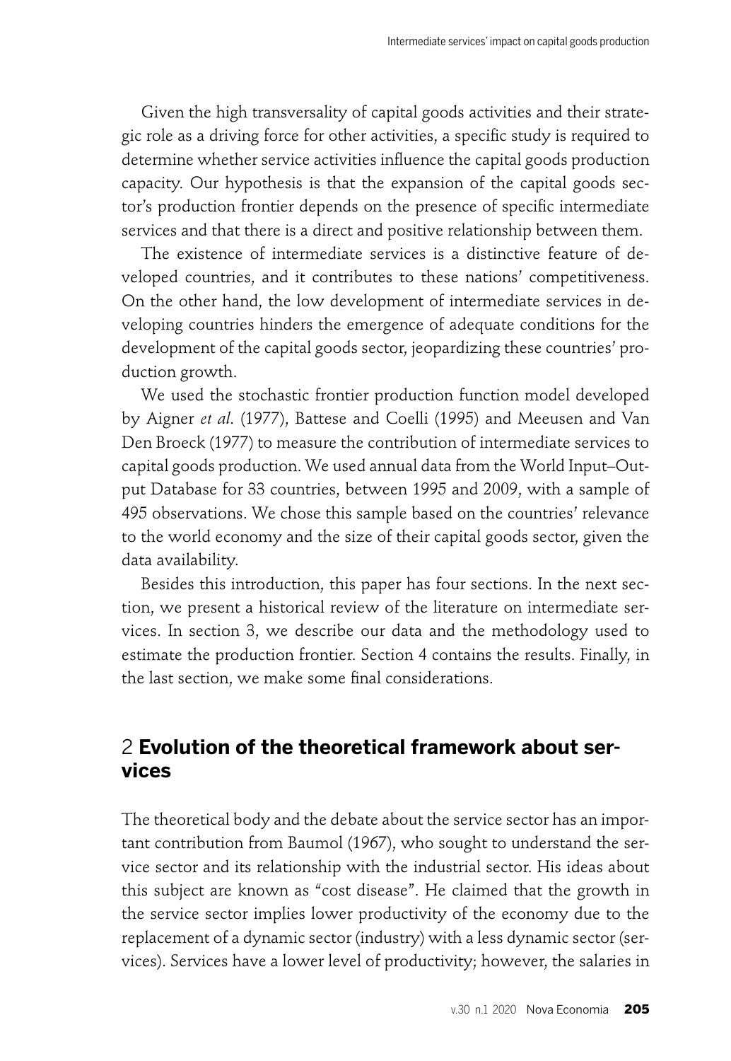Given the high transversality of capital goods activities and their strategic role as a driving force for other activities, a specific study is required to determine whether service activities influence the capital goods production capacity. Our hypothesis is that the expansion of the capital goods sector's production frontier depends on the presence of specific intermediate services and that there is a direct and positive relationship between them.

The existence of intermediate services is a distinctive feature of developed countries, and it contributes to these nations' competitiveness. On the other hand, the low development of intermediate services in developing countries hinders the emergence of adequate conditions for the development of the capital goods sector, jeopardizing these countries' production growth.

We used the stochastic frontier production function model developed by Aigner *et al*. (1977), Battese and Coelli (1995) and Meeusen and Van Den Broeck (1977) to measure the contribution of intermediate services to capital goods production. We used annual data from the World Input–Output Database for 33 countries, between 1995 and 2009, with a sample of 495 observations. We chose this sample based on the countries' relevance to the world economy and the size of their capital goods sector, given the data availability.

Besides this introduction, this paper has four sections. In the next section, we present a historical review of the literature on intermediate services. In section 3, we describe our data and the methodology used to estimate the production frontier. Section 4 contains the results. Finally, in the last section, we make some final considerations.

## 2 Evolution of the theoretical framework about services

The theoretical body and the debate about the service sector has an important contribution from Baumol (1967), who sought to understand the service sector and its relationship with the industrial sector. His ideas about this subject are known as "cost disease". He claimed that the growth in the service sector implies lower productivity of the economy due to the replacement of a dynamic sector (industry) with a less dynamic sector (services). Services have a lower level of productivity; however, the salaries in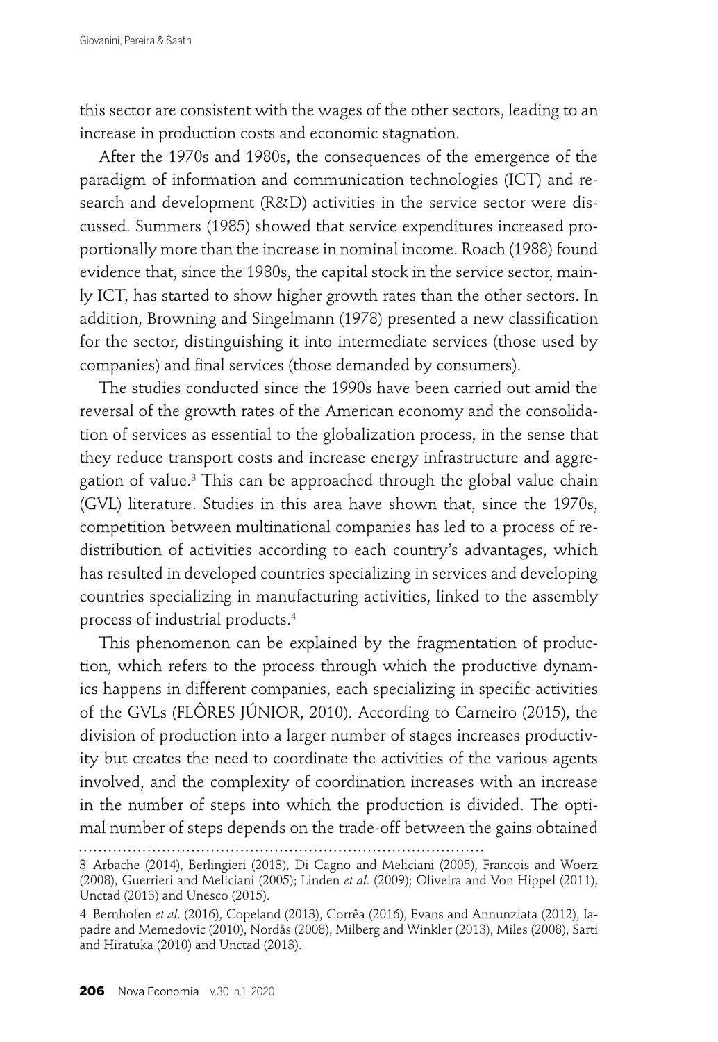this sector are consistent with the wages of the other sectors, leading to an increase in production costs and economic stagnation.

After the 1970s and 1980s, the consequences of the emergence of the paradigm of information and communication technologies (ICT) and research and development (R&D) activities in the service sector were discussed. Summers (1985) showed that service expenditures increased proportionally more than the increase in nominal income. Roach (1988) found evidence that, since the 1980s, the capital stock in the service sector, mainly ICT, has started to show higher growth rates than the other sectors. In addition, Browning and Singelmann (1978) presented a new classification for the sector, distinguishing it into intermediate services (those used by companies) and final services (those demanded by consumers).

The studies conducted since the 1990s have been carried out amid the reversal of the growth rates of the American economy and the consolidation of services as essential to the globalization process, in the sense that they reduce transport costs and increase energy infrastructure and aggregation of value.[3] This can be approached through the global value chain (GVL) literature. Studies in this area have shown that, since the 1970s, competition between multinational companies has led to a process of redistribution of activities according to each country's advantages, which has resulted in developed countries specializing in services and developing countries specializing in manufacturing activities, linked to the assembly process of industrial products.[4]

This phenomenon can be explained by the fragmentation of production, which refers to the process through which the productive dynamics happens in different companies, each specializing in specific activities of the GVLs (FLÔRES JÚNIOR, 2010). According to Carneiro (2015), the division of production into a larger number of stages increases productivity but creates the need to coordinate the activities of the various agents involved, and the complexity of coordination increases with an increase in the number of steps into which the production is divided. The optimal number of steps depends on the trade-off between the gains obtained

---

3 Arbache (2014), Berlingieri (2013), Di Cagno and Meliciani (2005), Francois and Woerz (2008), Guerrieri and Meliciani (2005); Linden *et al*. (2009); Oliveira and Von Hippel (2011), Unctad (2013) and Unesco (2015).

4 Bernhofen *et al*. (2016), Copeland (2013), Corrêa (2016), Evans and Annunziata (2012), Iapadre and Memedovic (2010), Nordås (2008), Milberg and Winkler (2013), Miles (2008), Sarti and Hiratuka (2010) and Unctad (2013).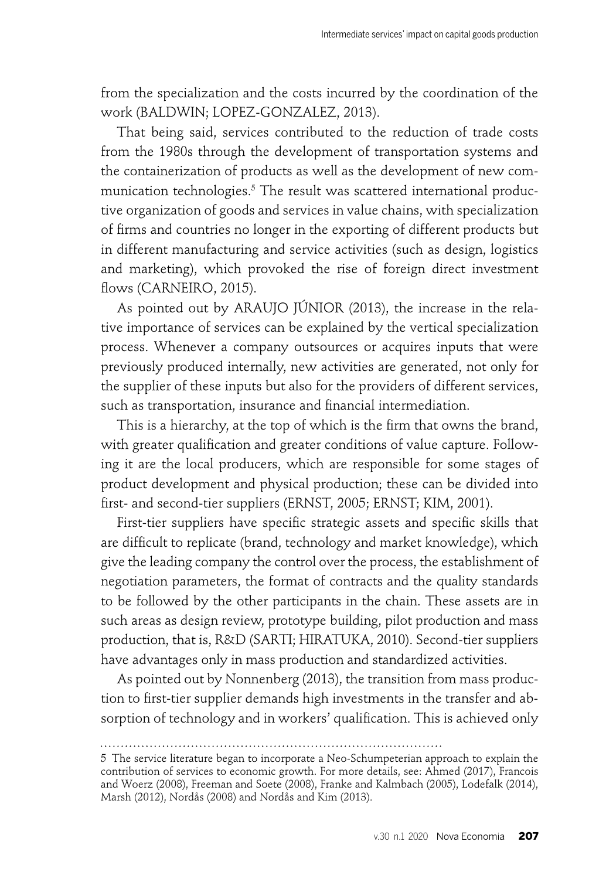from the specialization and the costs incurred by the coordination of the work (BALDWIN; LOPEZ-GONZALEZ, 2013).

That being said, services contributed to the reduction of trade costs from the 1980s through the development of transportation systems and the containerization of products as well as the development of new communication technologies.[5] The result was scattered international productive organization of goods and services in value chains, with specialization of firms and countries no longer in the exporting of different products but in different manufacturing and service activities (such as design, logistics and marketing), which provoked the rise of foreign direct investment flows (CARNEIRO, 2015).

As pointed out by ARAUJO JÚNIOR (2013), the increase in the relative importance of services can be explained by the vertical specialization process. Whenever a company outsources or acquires inputs that were previously produced internally, new activities are generated, not only for the supplier of these inputs but also for the providers of different services, such as transportation, insurance and financial intermediation.

This is a hierarchy, at the top of which is the firm that owns the brand, with greater qualification and greater conditions of value capture. Following it are the local producers, which are responsible for some stages of product development and physical production; these can be divided into first- and second-tier suppliers (ERNST, 2005; ERNST; KIM, 2001).

First-tier suppliers have specific strategic assets and specific skills that are difficult to replicate (brand, technology and market knowledge), which give the leading company the control over the process, the establishment of negotiation parameters, the format of contracts and the quality standards to be followed by the other participants in the chain. These assets are in such areas as design review, prototype building, pilot production and mass production, that is, R&D (SARTI; HIRATUKA, 2010). Second-tier suppliers have advantages only in mass production and standardized activities.

As pointed out by Nonnenberg (2013), the transition from mass production to first-tier supplier demands high investments in the transfer and absorption of technology and in workers' qualification. This is achieved only

---

5 The service literature began to incorporate a Neo-Schumpeterian approach to explain the contribution of services to economic growth. For more details, see: Ahmed (2017), Francois and Woerz (2008), Freeman and Soete (2008), Franke and Kalmbach (2005), Lodefalk (2014), Marsh (2012), Nordås (2008) and Nordås and Kim (2013).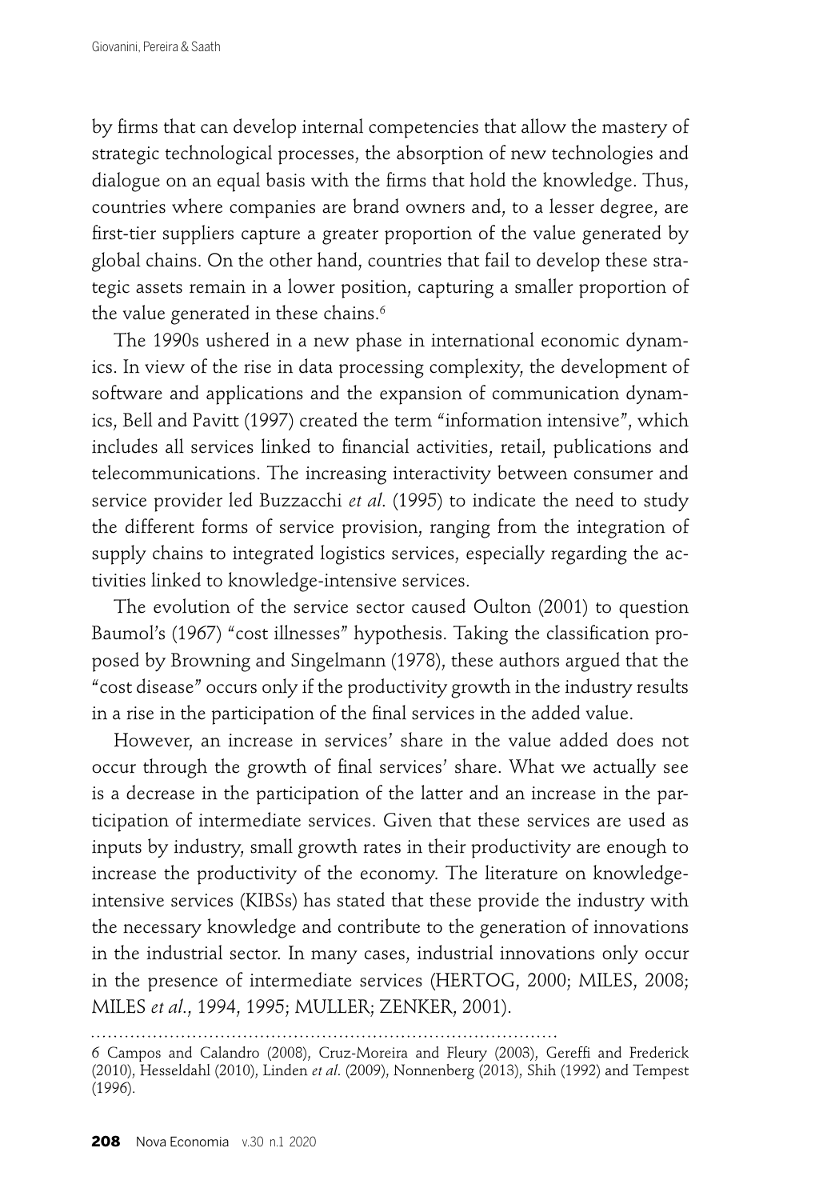by firms that can develop internal competencies that allow the mastery of strategic technological processes, the absorption of new technologies and dialogue on an equal basis with the firms that hold the knowledge. Thus, countries where companies are brand owners and, to a lesser degree, are first-tier suppliers capture a greater proportion of the value generated by global chains. On the other hand, countries that fail to develop these strategic assets remain in a lower position, capturing a smaller proportion of the value generated in these chains.[6]

The 1990s ushered in a new phase in international economic dynamics. In view of the rise in data processing complexity, the development of software and applications and the expansion of communication dynamics, Bell and Pavitt (1997) created the term "information intensive", which includes all services linked to financial activities, retail, publications and telecommunications. The increasing interactivity between consumer and service provider led Buzzacchi *et al*. (1995) to indicate the need to study the different forms of service provision, ranging from the integration of supply chains to integrated logistics services, especially regarding the activities linked to knowledge-intensive services.

The evolution of the service sector caused Oulton (2001) to question Baumol's (1967) "cost illnesses" hypothesis. Taking the classification proposed by Browning and Singelmann (1978), these authors argued that the "cost disease" occurs only if the productivity growth in the industry results in a rise in the participation of the final services in the added value.

However, an increase in services' share in the value added does not occur through the growth of final services' share. What we actually see is a decrease in the participation of the latter and an increase in the participation of intermediate services. Given that these services are used as inputs by industry, small growth rates in their productivity are enough to increase the productivity of the economy. The literature on knowledge-intensive services (KIBSs) has stated that these provide the industry with the necessary knowledge and contribute to the generation of innovations in the industrial sector. In many cases, industrial innovations only occur in the presence of intermediate services (HERTOG, 2000; MILES, 2008; MILES *et al*., 1994, 1995; MULLER; ZENKER, 2001).

---

6 Campos and Calandro (2008), Cruz-Moreira and Fleury (2003), Gereffi and Frederick (2010), Hesseldahl (2010), Linden *et al*. (2009), Nonnenberg (2013), Shih (1992) and Tempest (1996).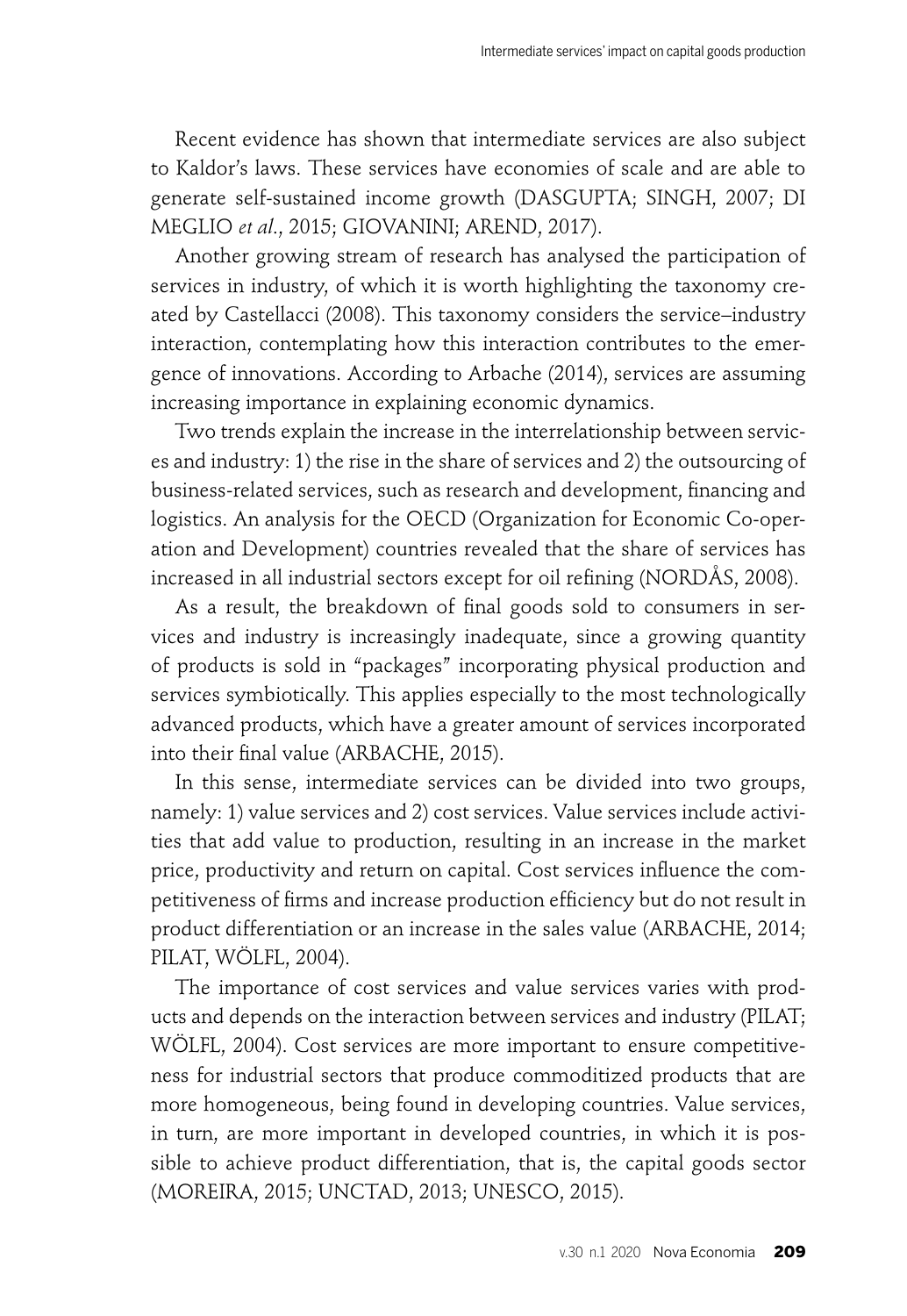Recent evidence has shown that intermediate services are also subject to Kaldor's laws. These services have economies of scale and are able to generate self-sustained income growth (DASGUPTA; SINGH, 2007; DI MEGLIO *et al*., 2015; GIOVANINI; AREND, 2017).

Another growing stream of research has analysed the participation of services in industry, of which it is worth highlighting the taxonomy created by Castellacci (2008). This taxonomy considers the service–industry interaction, contemplating how this interaction contributes to the emergence of innovations. According to Arbache (2014), services are assuming increasing importance in explaining economic dynamics.

Two trends explain the increase in the interrelationship between services and industry: 1) the rise in the share of services and 2) the outsourcing of business-related services, such as research and development, financing and logistics. An analysis for the OECD (Organization for Economic Co-operation and Development) countries revealed that the share of services has increased in all industrial sectors except for oil refining (NORDÅS, 2008).

As a result, the breakdown of final goods sold to consumers in services and industry is increasingly inadequate, since a growing quantity of products is sold in "packages" incorporating physical production and services symbiotically. This applies especially to the most technologically advanced products, which have a greater amount of services incorporated into their final value (ARBACHE, 2015).

In this sense, intermediate services can be divided into two groups, namely: 1) value services and 2) cost services. Value services include activities that add value to production, resulting in an increase in the market price, productivity and return on capital. Cost services influence the competitiveness of firms and increase production efficiency but do not result in product differentiation or an increase in the sales value (ARBACHE, 2014; PILAT, WÖLFL, 2004).

The importance of cost services and value services varies with products and depends on the interaction between services and industry (PILAT; WÖLFL, 2004). Cost services are more important to ensure competitiveness for industrial sectors that produce commoditized products that are more homogeneous, being found in developing countries. Value services, in turn, are more important in developed countries, in which it is possible to achieve product differentiation, that is, the capital goods sector (MOREIRA, 2015; UNCTAD, 2013; UNESCO, 2015).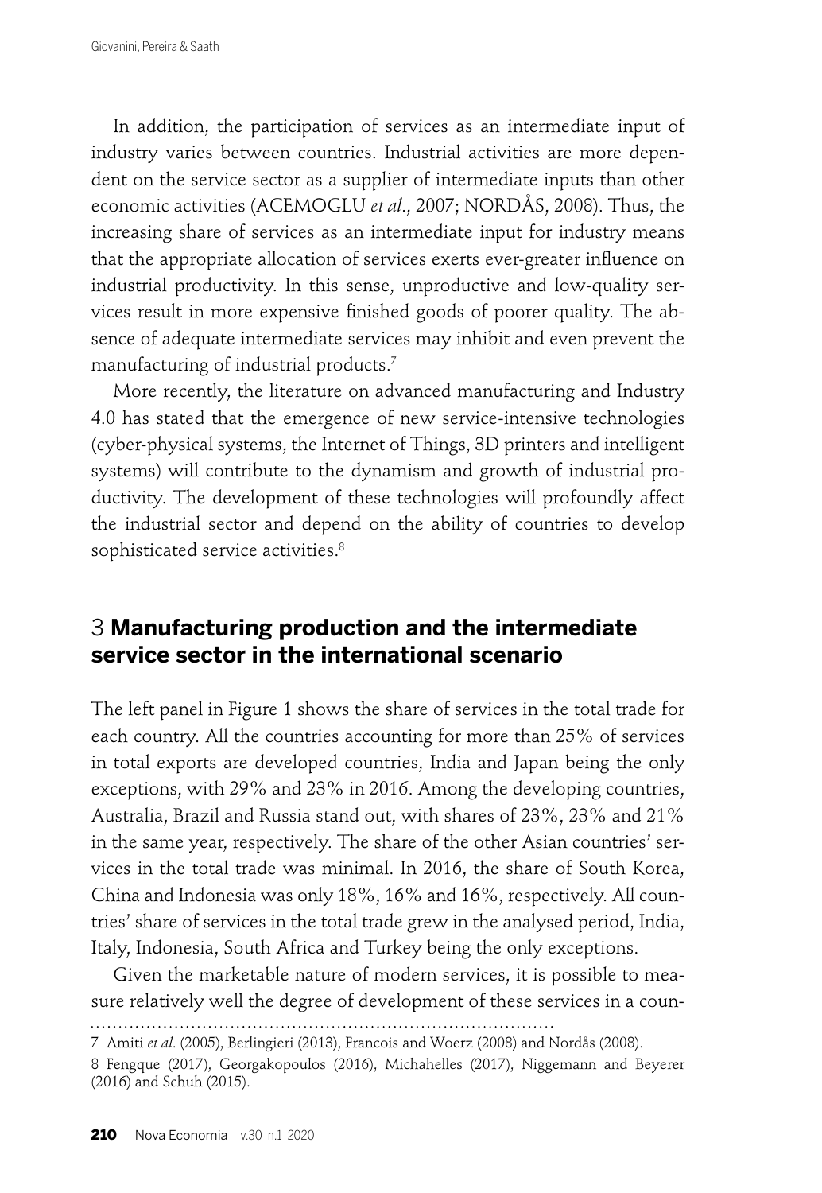In addition, the participation of services as an intermediate input of industry varies between countries. Industrial activities are more dependent on the service sector as a supplier of intermediate inputs than other economic activities (ACEMOGLU *et al*., 2007; NORDÅS, 2008). Thus, the increasing share of services as an intermediate input for industry means that the appropriate allocation of services exerts ever-greater influence on industrial productivity. In this sense, unproductive and low-quality services result in more expensive finished goods of poorer quality. The absence of adequate intermediate services may inhibit and even prevent the manufacturing of industrial products.[7]

More recently, the literature on advanced manufacturing and Industry 4.0 has stated that the emergence of new service-intensive technologies (cyber-physical systems, the Internet of Things, 3D printers and intelligent systems) will contribute to the dynamism and growth of industrial productivity. The development of these technologies will profoundly affect the industrial sector and depend on the ability of countries to develop sophisticated service activities.[8]

## 3 **Manufacturing production and the intermediate service sector in the international scenario**

The left panel in Figure 1 shows the share of services in the total trade for each country. All the countries accounting for more than 25% of services in total exports are developed countries, India and Japan being the only exceptions, with 29% and 23% in 2016. Among the developing countries, Australia, Brazil and Russia stand out, with shares of 23%, 23% and 21% in the same year, respectively. The share of the other Asian countries' services in the total trade was minimal. In 2016, the share of South Korea, China and Indonesia was only 18%, 16% and 16%, respectively. All countries' share of services in the total trade grew in the analysed period, India, Italy, Indonesia, South Africa and Turkey being the only exceptions.

Given the marketable nature of modern services, it is possible to measure relatively well the degree of development of these services in a coun-

7 Amiti *et al*. (2005), Berlingieri (2013), Francois and Woerz (2008) and Nordås (2008).

8 Fengque (2017), Georgakopoulos (2016), Michahelles (2017), Niggemann and Beyerer (2016) and Schuh (2015).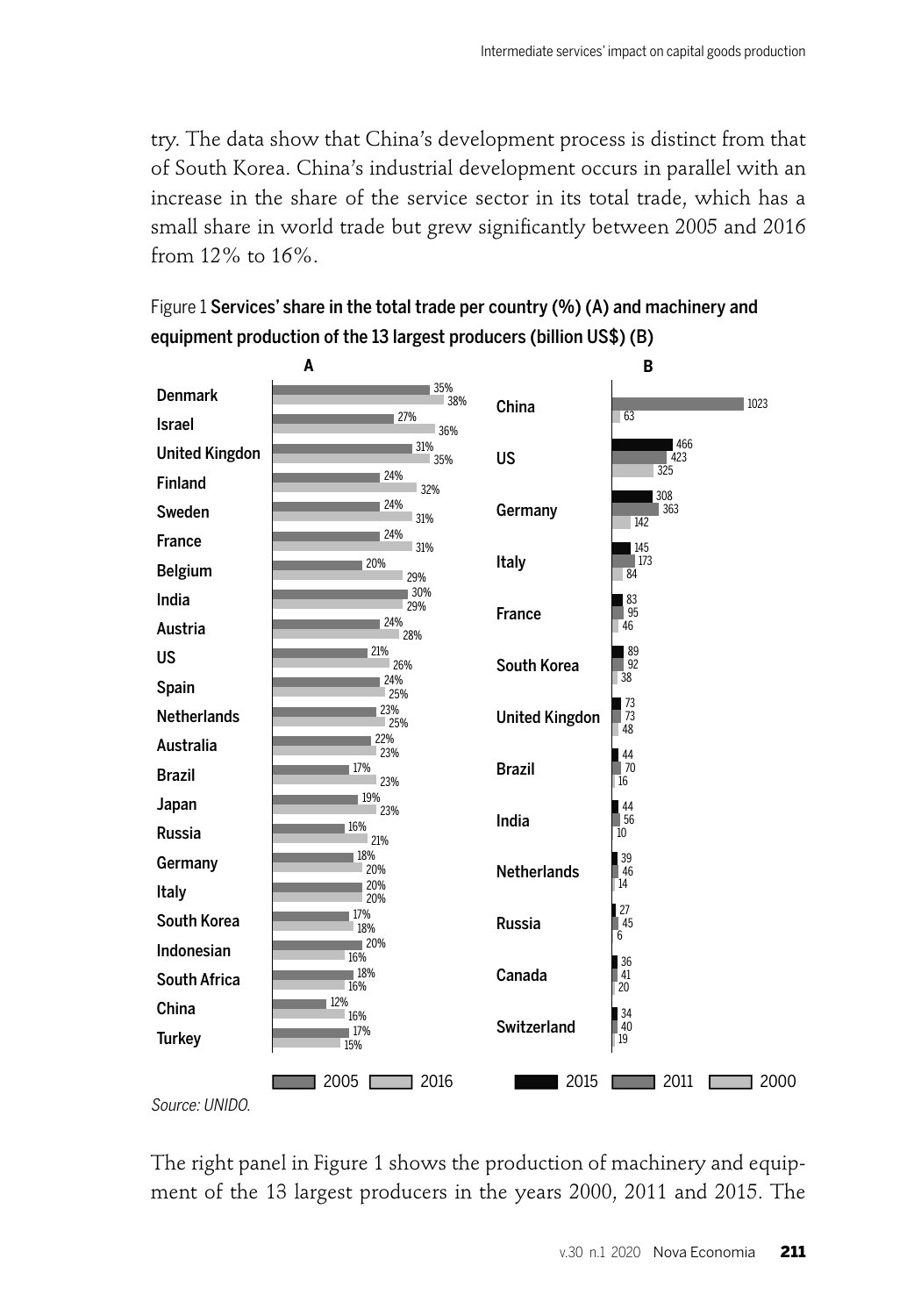try. The data show that China's development process is distinct from that of South Korea. China's industrial development occurs in parallel with an increase in the share of the service sector in its total trade, which has a small share in world trade but grew significantly between 2005 and 2016 from 12% to 16%.

Figure 1 **Services' share in the total trade per country (%) (A) and machinery and equipment production of the 13 largest producers (billion US$) (B)**

**A**

| Country | 2005 | 2016 |
|---|---|---|
| Denmark | 35% | 38% |
| Israel | 27% | 36% |
| United Kingdon | 31% | 35% |
| Finland | 24% | 32% |
| Sweden | 24% | 31% |
| France | 24% | 31% |
| Belgium | 20% | 29% |
| India | 30% | 29% |
| Austria | 24% | 28% |
| US | 21% | 26% |
| Spain | 24% | 25% |
| Netherlands | 23% | 25% |
| Australia | 22% | 23% |
| Brazil | 17% | 23% |
| Japan | 19% | 23% |
| Russia | 16% | 21% |
| Germany | 18% | 20% |
| Italy | 20% | 20% |
| South Korea | 17% | 18% |
| Indonesian | 20% | 16% |
| South Africa | 18% | 16% |
| China | 12% | 16% |
| Turkey | 17% | 15% |

**B**

| Country | 2015 | 2011 | 2000 |
|---|---|---|---|
| China | | 1023 | 63 |
| US | 466 | 423 | 325 |
| Germany | 308 | 363 | 142 |
| Italy | 145 | 173 | 84 |
| France | 83 | 95 | 46 |
| South Korea | 89 | 92 | 38 |
| United Kingdon | 73 | 73 | 48 |
| Brazil | 44 | 70 | 16 |
| India | 44 | 56 | 10 |
| Netherlands | 39 | 46 | 14 |
| Russia | 27 | 45 | 6 |
| Canada | 36 | 41 | 20 |
| Switzerland | 34 | 40 | 19 |

*Source: UNIDO.*

The right panel in Figure 1 shows the production of machinery and equipment of the 13 largest producers in the years 2000, 2011 and 2015. The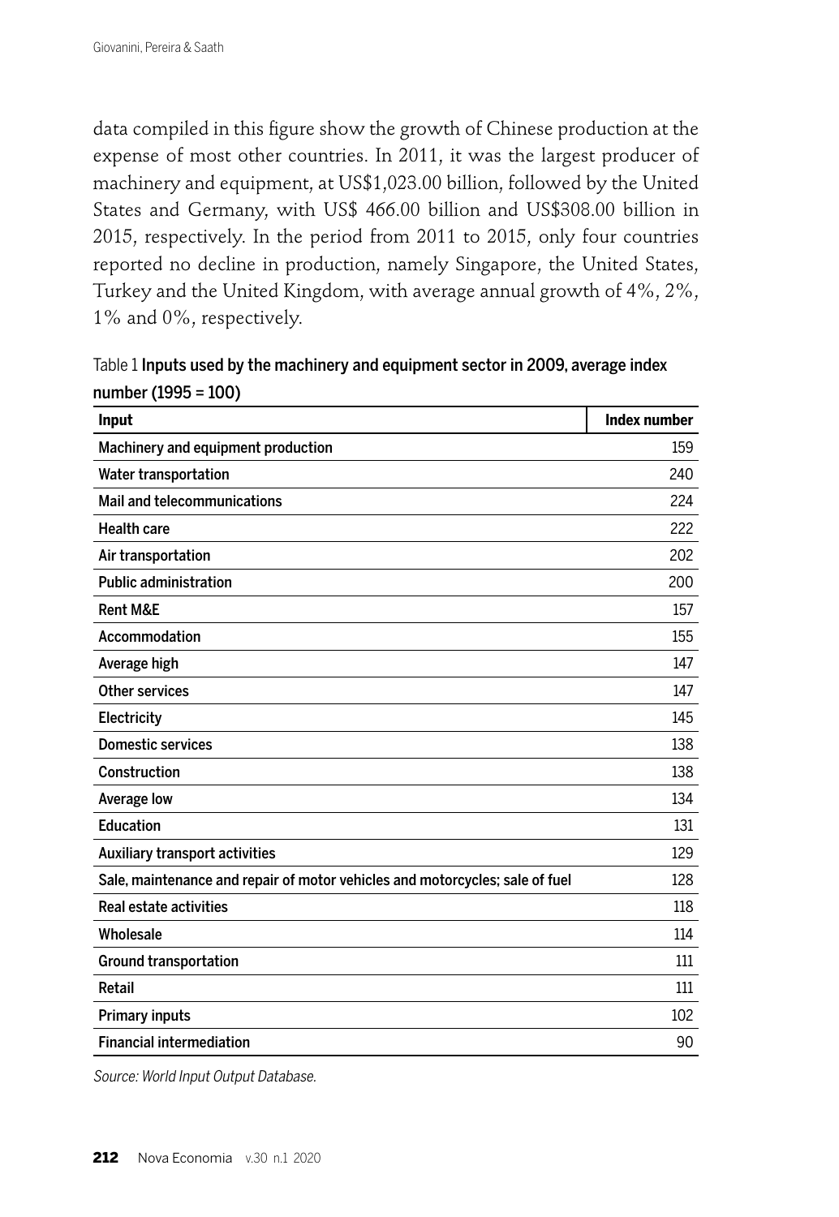data compiled in this figure show the growth of Chinese production at the expense of most other countries. In 2011, it was the largest producer of machinery and equipment, at US$1,023.00 billion, followed by the United States and Germany, with US$ 466.00 billion and US$308.00 billion in 2015, respectively. In the period from 2011 to 2015, only four countries reported no decline in production, namely Singapore, the United States, Turkey and the United Kingdom, with average annual growth of 4%, 2%, 1% and 0%, respectively.

Table 1 **Inputs used by the machinery and equipment sector in 2009, average index number (1995 = 100)**

| Input | Index number |
|---|---|
| Machinery and equipment production | 159 |
| Water transportation | 240 |
| Mail and telecommunications | 224 |
| Health care | 222 |
| Air transportation | 202 |
| Public administration | 200 |
| Rent M&E | 157 |
| Accommodation | 155 |
| Average high | 147 |
| Other services | 147 |
| Electricity | 145 |
| Domestic services | 138 |
| Construction | 138 |
| Average low | 134 |
| Education | 131 |
| Auxiliary transport activities | 129 |
| Sale, maintenance and repair of motor vehicles and motorcycles; sale of fuel | 128 |
| Real estate activities | 118 |
| Wholesale | 114 |
| Ground transportation | 111 |
| Retail | 111 |
| Primary inputs | 102 |
| Financial intermediation | 90 |

*Source: World Input Output Database.*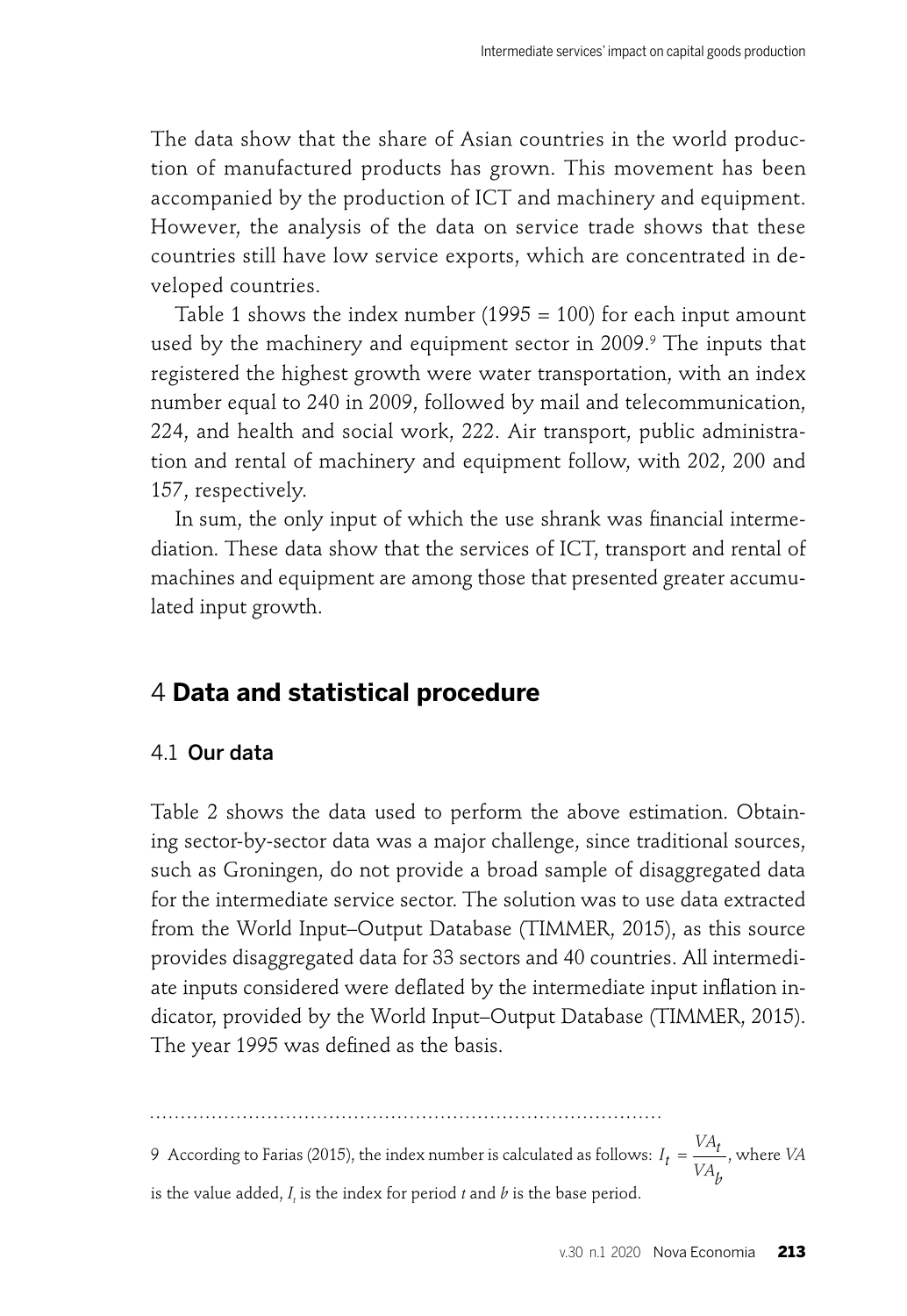The data show that the share of Asian countries in the world production of manufactured products has grown. This movement has been accompanied by the production of ICT and machinery and equipment. However, the analysis of the data on service trade shows that these countries still have low service exports, which are concentrated in developed countries.

Table 1 shows the index number (1995 = 100) for each input amount used by the machinery and equipment sector in 2009.[9] The inputs that registered the highest growth were water transportation, with an index number equal to 240 in 2009, followed by mail and telecommunication, 224, and health and social work, 222. Air transport, public administration and rental of machinery and equipment follow, with 202, 200 and 157, respectively.

In sum, the only input of which the use shrank was financial intermediation. These data show that the services of ICT, transport and rental of machines and equipment are among those that presented greater accumulated input growth.

## 4 **Data and statistical procedure**

### 4.1 **Our data**

Table 2 shows the data used to perform the above estimation. Obtaining sector-by-sector data was a major challenge, since traditional sources, such as Groningen, do not provide a broad sample of disaggregated data for the intermediate service sector. The solution was to use data extracted from the World Input–Output Database (TIMMER, 2015), as this source provides disaggregated data for 33 sectors and 40 countries. All intermediate inputs considered were deflated by the intermediate input inflation indicator, provided by the World Input–Output Database (TIMMER, 2015). The year 1995 was defined as the basis.

---

9 According to Farias (2015), the index number is calculated as follows: $I_t = \frac{VA_t}{VA_b}$, where *VA* is the value added, $I_t$ is the index for period *t* and *b* is the base period.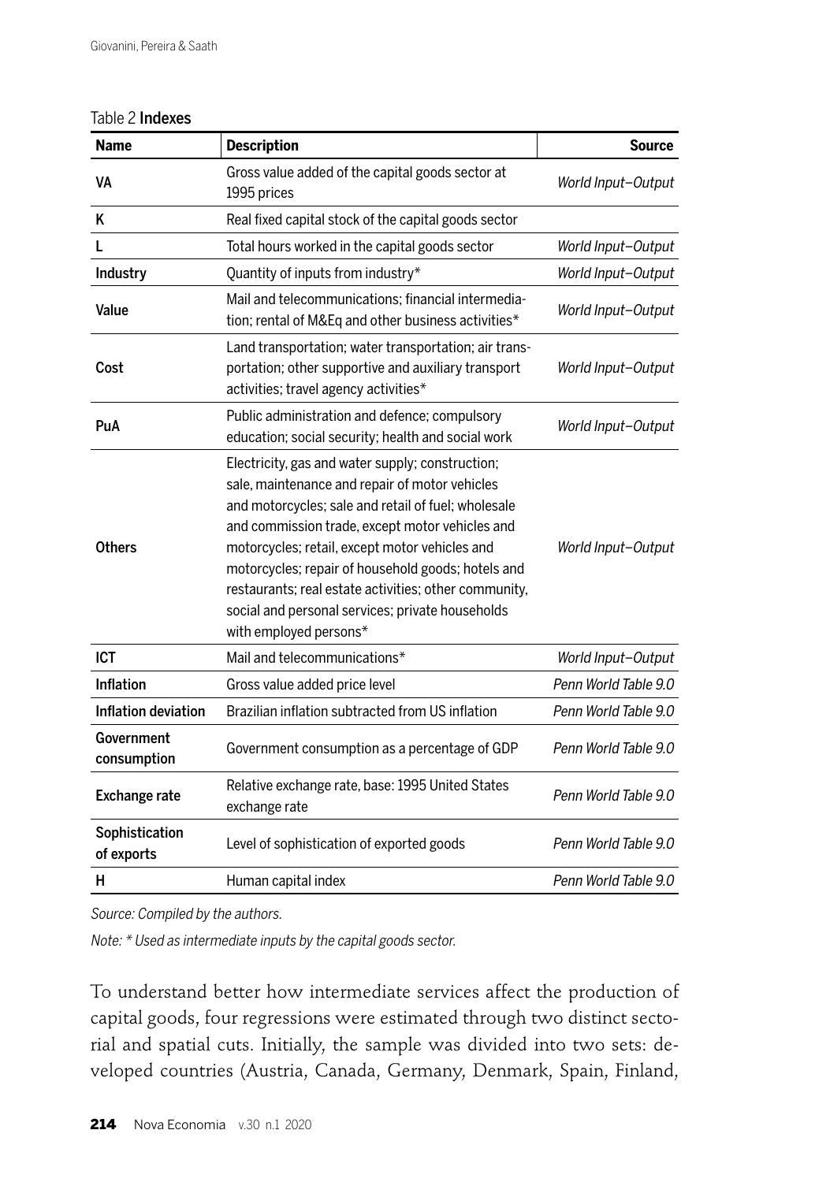Table 2 **Indexes**

| Name | Description | Source |
|---|---|---|
| VA | Gross value added of the capital goods sector at 1995 prices | *World Input–Output* |
| K | Real fixed capital stock of the capital goods sector | |
| L | Total hours worked in the capital goods sector | *World Input–Output* |
| Industry | Quantity of inputs from industry* | *World Input–Output* |
| Value | Mail and telecommunications; financial intermediation; rental of M&Eq and other business activities* | *World Input–Output* |
| Cost | Land transportation; water transportation; air transportation; other supportive and auxiliary transport activities; travel agency activities* | *World Input–Output* |
| PuA | Public administration and defence; compulsory education; social security; health and social work | *World Input–Output* |
| Others | Electricity, gas and water supply; construction; sale, maintenance and repair of motor vehicles and motorcycles; sale and retail of fuel; wholesale and commission trade, except motor vehicles and motorcycles; retail, except motor vehicles and motorcycles; repair of household goods; hotels and restaurants; real estate activities; other community, social and personal services; private households with employed persons* | *World Input–Output* |
| ICT | Mail and telecommunications* | *World Input–Output* |
| Inflation | Gross value added price level | *Penn World Table 9.0* |
| Inflation deviation | Brazilian inflation subtracted from US inflation | *Penn World Table 9.0* |
| Government consumption | Government consumption as a percentage of GDP | *Penn World Table 9.0* |
| Exchange rate | Relative exchange rate, base: 1995 United States exchange rate | *Penn World Table 9.0* |
| Sophistication of exports | Level of sophistication of exported goods | *Penn World Table 9.0* |
| H | Human capital index | *Penn World Table 9.0* |

*Source: Compiled by the authors.*

*Note: * Used as intermediate inputs by the capital goods sector.*

To understand better how intermediate services affect the production of capital goods, four regressions were estimated through two distinct sectorial and spatial cuts. Initially, the sample was divided into two sets: developed countries (Austria, Canada, Germany, Denmark, Spain, Finland,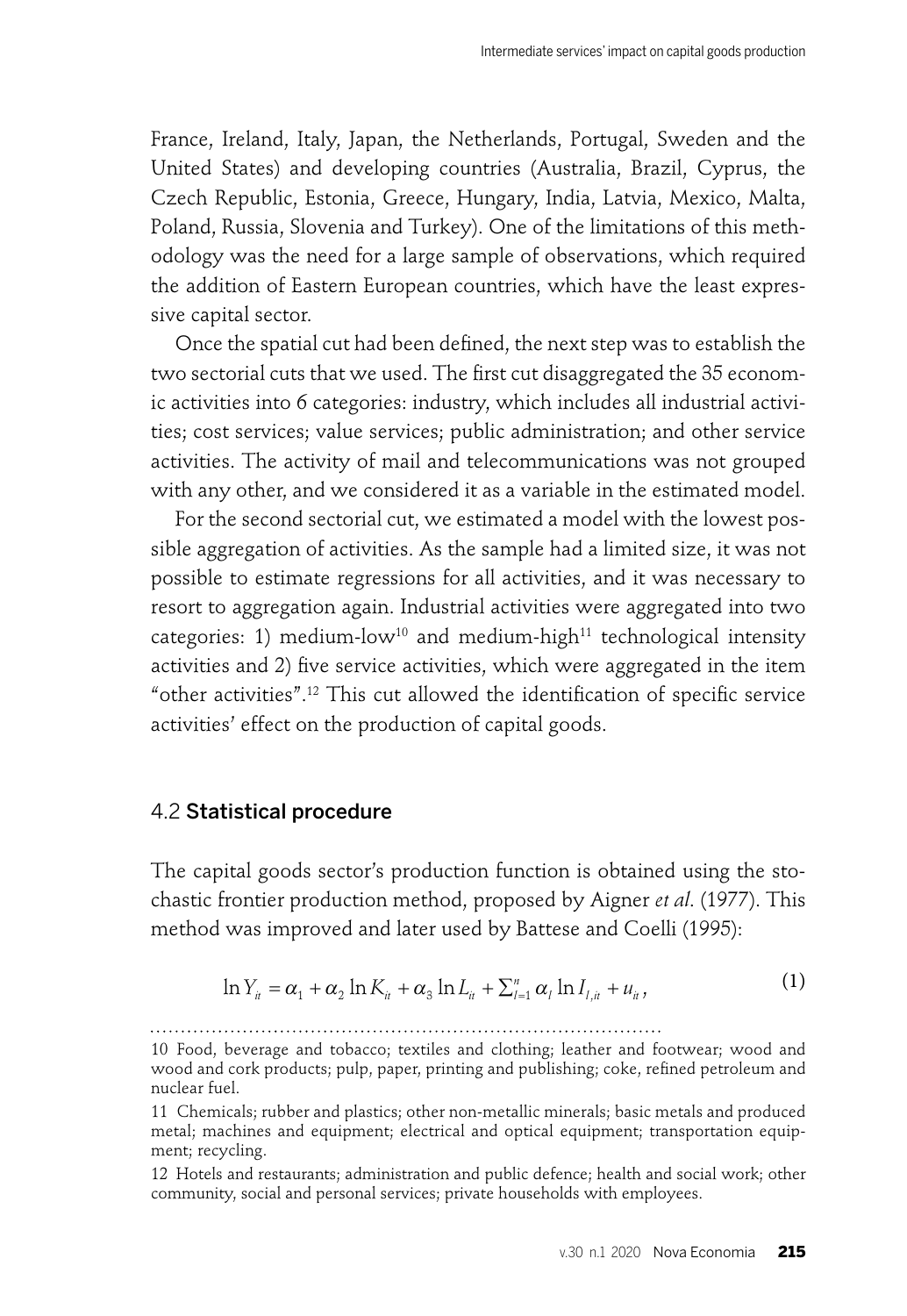France, Ireland, Italy, Japan, the Netherlands, Portugal, Sweden and the United States) and developing countries (Australia, Brazil, Cyprus, the Czech Republic, Estonia, Greece, Hungary, India, Latvia, Mexico, Malta, Poland, Russia, Slovenia and Turkey). One of the limitations of this methodology was the need for a large sample of observations, which required the addition of Eastern European countries, which have the least expressive capital sector.

Once the spatial cut had been defined, the next step was to establish the two sectorial cuts that we used. The first cut disaggregated the 35 economic activities into 6 categories: industry, which includes all industrial activities; cost services; value services; public administration; and other service activities. The activity of mail and telecommunications was not grouped with any other, and we considered it as a variable in the estimated model.

For the second sectorial cut, we estimated a model with the lowest possible aggregation of activities. As the sample had a limited size, it was not possible to estimate regressions for all activities, and it was necessary to resort to aggregation again. Industrial activities were aggregated into two categories: 1) medium-low[10] and medium-high[11] technological intensity activities and 2) five service activities, which were aggregated in the item "other activities".[12] This cut allowed the identification of specific service activities' effect on the production of capital goods.

## 4.2 **Statistical procedure**

The capital goods sector's production function is obtained using the stochastic frontier production method, proposed by Aigner *et al*. (1977). This method was improved and later used by Battese and Coelli (1995):

$$\ln Y_{it} = \alpha_1 + \alpha_2 \ln K_{it} + \alpha_3 \ln L_{it} + \sum_{l=1}^{n} \alpha_l \ln I_{l,it} + u_{it}, \tag{1}$$

10 Food, beverage and tobacco; textiles and clothing; leather and footwear; wood and wood and cork products; pulp, paper, printing and publishing; coke, refined petroleum and nuclear fuel.

11 Chemicals; rubber and plastics; other non-metallic minerals; basic metals and produced metal; machines and equipment; electrical and optical equipment; transportation equipment; recycling.

12 Hotels and restaurants; administration and public defence; health and social work; other community, social and personal services; private households with employees.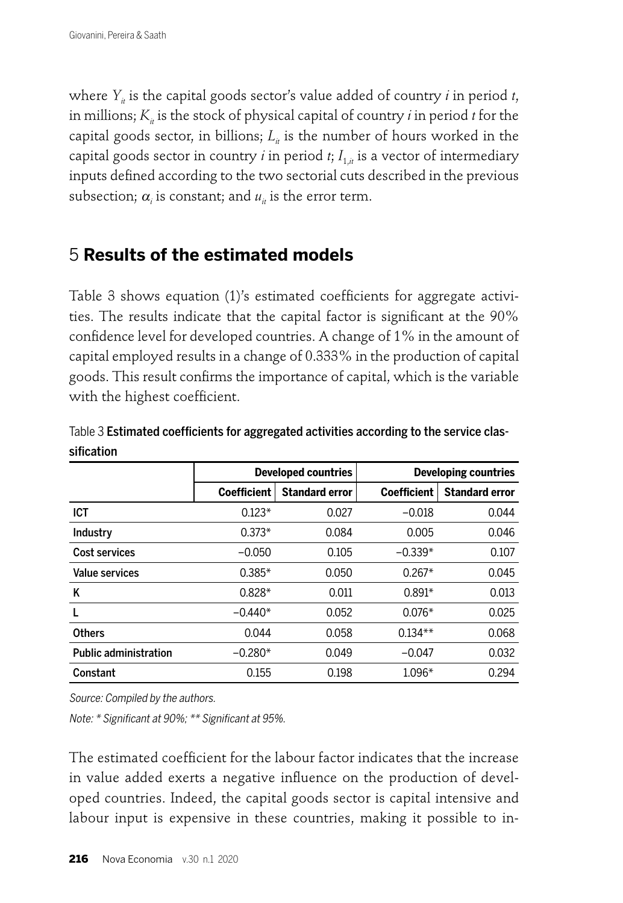where $Y_{it}$ is the capital goods sector's value added of country $i$ in period $t$, in millions; $K_{it}$ is the stock of physical capital of country $i$ in period $t$ for the capital goods sector, in billions; $L_{it}$ is the number of hours worked in the capital goods sector in country $i$ in period $t$; $I_{1,it}$ is a vector of intermediary inputs defined according to the two sectorial cuts described in the previous subsection; $\alpha_i$ is constant; and $u_{it}$ is the error term.

## 5 **Results of the estimated models**

Table 3 shows equation (1)'s estimated coefficients for aggregate activities. The results indicate that the capital factor is significant at the 90% confidence level for developed countries. A change of 1% in the amount of capital employed results in a change of 0.333% in the production of capital goods. This result confirms the importance of capital, which is the variable with the highest coefficient.

Table 3 **Estimated coefficients for aggregated activities according to the service classification**

| | Developed countries | | Developing countries | |
|---|---|---|---|---|
| | Coefficient | Standard error | Coefficient | Standard error |
| ICT | 0.123* | 0.027 | −0.018 | 0.044 |
| Industry | 0.373* | 0.084 | 0.005 | 0.046 |
| Cost services | −0.050 | 0.105 | −0.339* | 0.107 |
| Value services | 0.385* | 0.050 | 0.267* | 0.045 |
| K | 0.828* | 0.011 | 0.891* | 0.013 |
| L | −0.440* | 0.052 | 0.076* | 0.025 |
| Others | 0.044 | 0.058 | 0.134** | 0.068 |
| Public administration | −0.280* | 0.049 | −0.047 | 0.032 |
| Constant | 0.155 | 0.198 | 1.096* | 0.294 |

*Source: Compiled by the authors.*

*Note: * Significant at 90%; ** Significant at 95%.*

The estimated coefficient for the labour factor indicates that the increase in value added exerts a negative influence on the production of developed countries. Indeed, the capital goods sector is capital intensive and labour input is expensive in these countries, making it possible to in-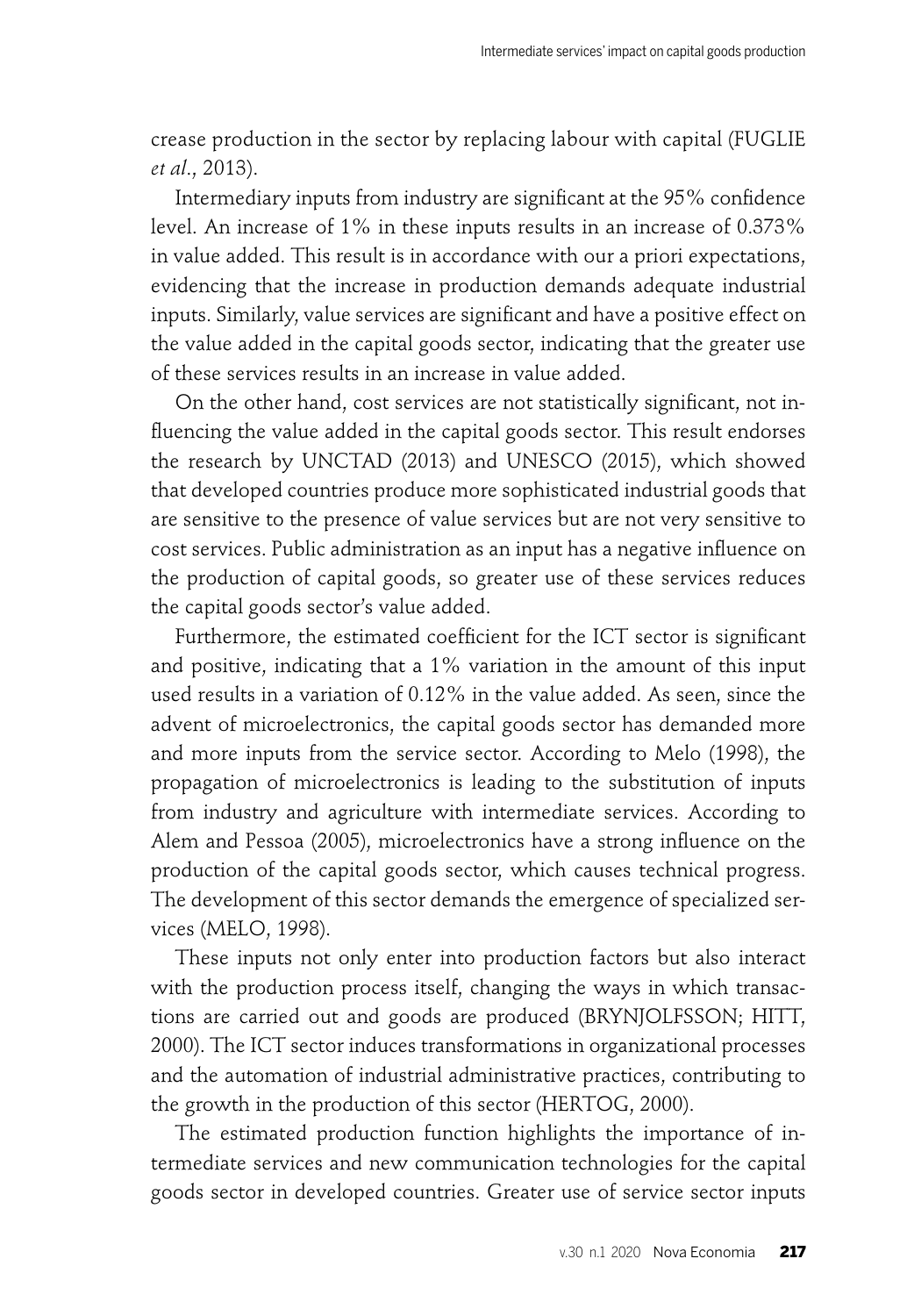crease production in the sector by replacing labour with capital (FUGLIE *et al*., 2013).

Intermediary inputs from industry are significant at the 95% confidence level. An increase of 1% in these inputs results in an increase of 0.373% in value added. This result is in accordance with our a priori expectations, evidencing that the increase in production demands adequate industrial inputs. Similarly, value services are significant and have a positive effect on the value added in the capital goods sector, indicating that the greater use of these services results in an increase in value added.

On the other hand, cost services are not statistically significant, not influencing the value added in the capital goods sector. This result endorses the research by UNCTAD (2013) and UNESCO (2015), which showed that developed countries produce more sophisticated industrial goods that are sensitive to the presence of value services but are not very sensitive to cost services. Public administration as an input has a negative influence on the production of capital goods, so greater use of these services reduces the capital goods sector's value added.

Furthermore, the estimated coefficient for the ICT sector is significant and positive, indicating that a 1% variation in the amount of this input used results in a variation of 0.12% in the value added. As seen, since the advent of microelectronics, the capital goods sector has demanded more and more inputs from the service sector. According to Melo (1998), the propagation of microelectronics is leading to the substitution of inputs from industry and agriculture with intermediate services. According to Alem and Pessoa (2005), microelectronics have a strong influence on the production of the capital goods sector, which causes technical progress. The development of this sector demands the emergence of specialized services (MELO, 1998).

These inputs not only enter into production factors but also interact with the production process itself, changing the ways in which transactions are carried out and goods are produced (BRYNJOLFSSON; HITT, 2000). The ICT sector induces transformations in organizational processes and the automation of industrial administrative practices, contributing to the growth in the production of this sector (HERTOG, 2000).

The estimated production function highlights the importance of intermediate services and new communication technologies for the capital goods sector in developed countries. Greater use of service sector inputs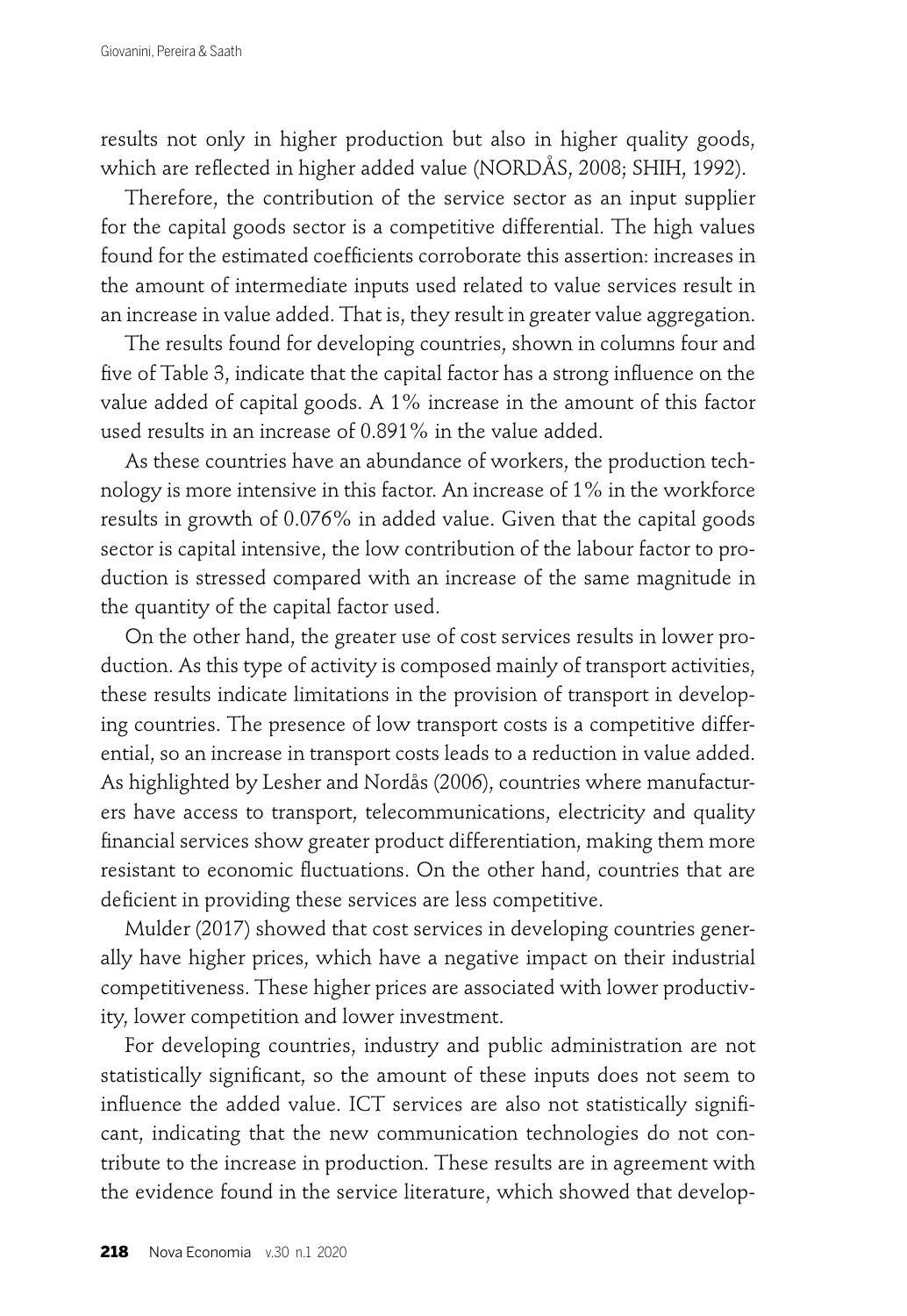results not only in higher production but also in higher quality goods, which are reflected in higher added value (NORDÅS, 2008; SHIH, 1992).

Therefore, the contribution of the service sector as an input supplier for the capital goods sector is a competitive differential. The high values found for the estimated coefficients corroborate this assertion: increases in the amount of intermediate inputs used related to value services result in an increase in value added. That is, they result in greater value aggregation.

The results found for developing countries, shown in columns four and five of Table 3, indicate that the capital factor has a strong influence on the value added of capital goods. A 1% increase in the amount of this factor used results in an increase of 0.891% in the value added.

As these countries have an abundance of workers, the production technology is more intensive in this factor. An increase of 1% in the workforce results in growth of 0.076% in added value. Given that the capital goods sector is capital intensive, the low contribution of the labour factor to production is stressed compared with an increase of the same magnitude in the quantity of the capital factor used.

On the other hand, the greater use of cost services results in lower production. As this type of activity is composed mainly of transport activities, these results indicate limitations in the provision of transport in developing countries. The presence of low transport costs is a competitive differential, so an increase in transport costs leads to a reduction in value added. As highlighted by Lesher and Nordås (2006), countries where manufacturers have access to transport, telecommunications, electricity and quality financial services show greater product differentiation, making them more resistant to economic fluctuations. On the other hand, countries that are deficient in providing these services are less competitive.

Mulder (2017) showed that cost services in developing countries generally have higher prices, which have a negative impact on their industrial competitiveness. These higher prices are associated with lower productivity, lower competition and lower investment.

For developing countries, industry and public administration are not statistically significant, so the amount of these inputs does not seem to influence the added value. ICT services are also not statistically significant, indicating that the new communication technologies do not contribute to the increase in production. These results are in agreement with the evidence found in the service literature, which showed that develop-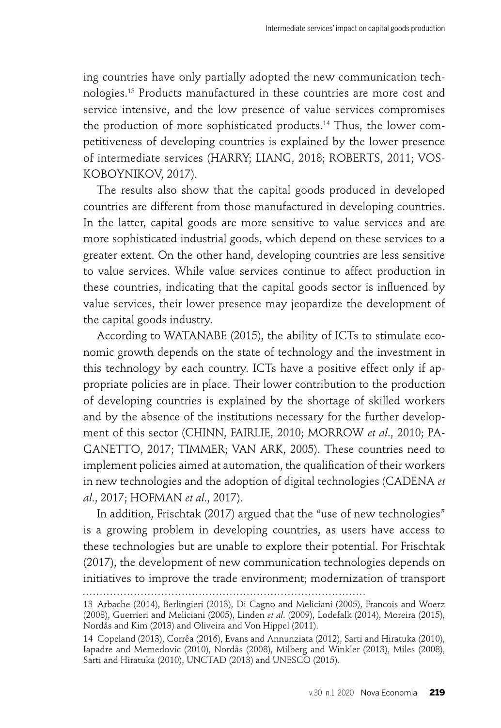ing countries have only partially adopted the new communication technologies.[13] Products manufactured in these countries are more cost and service intensive, and the low presence of value services compromises the production of more sophisticated products.[14] Thus, the lower competitiveness of developing countries is explained by the lower presence of intermediate services (HARRY; LIANG, 2018; ROBERTS, 2011; VOSKOBOYNIKOV, 2017).

The results also show that the capital goods produced in developed countries are different from those manufactured in developing countries. In the latter, capital goods are more sensitive to value services and are more sophisticated industrial goods, which depend on these services to a greater extent. On the other hand, developing countries are less sensitive to value services. While value services continue to affect production in these countries, indicating that the capital goods sector is influenced by value services, their lower presence may jeopardize the development of the capital goods industry.

According to WATANABE (2015), the ability of ICTs to stimulate economic growth depends on the state of technology and the investment in this technology by each country. ICTs have a positive effect only if appropriate policies are in place. Their lower contribution to the production of developing countries is explained by the shortage of skilled workers and by the absence of the institutions necessary for the further development of this sector (CHINN, FAIRLIE, 2010; MORROW *et al*., 2010; PAGANETTO, 2017; TIMMER; VAN ARK, 2005). These countries need to implement policies aimed at automation, the qualification of their workers in new technologies and the adoption of digital technologies (CADENA *et al*., 2017; HOFMAN *et al*., 2017).

In addition, Frischtak (2017) argued that the "use of new technologies" is a growing problem in developing countries, as users have access to these technologies but are unable to explore their potential. For Frischtak (2017), the development of new communication technologies depends on initiatives to improve the trade environment; modernization of transport

---

13 Arbache (2014), Berlingieri (2013), Di Cagno and Meliciani (2005), Francois and Woerz (2008), Guerrieri and Meliciani (2005), Linden *et al*. (2009), Lodefalk (2014), Moreira (2015), Nordås and Kim (2013) and Oliveira and Von Hippel (2011).

14 Copeland (2013), Corrêa (2016), Evans and Annunziata (2012), Sarti and Hiratuka (2010), Iapadre and Memedovic (2010), Nordås (2008), Milberg and Winkler (2013), Miles (2008), Sarti and Hiratuka (2010), UNCTAD (2013) and UNESCO (2015).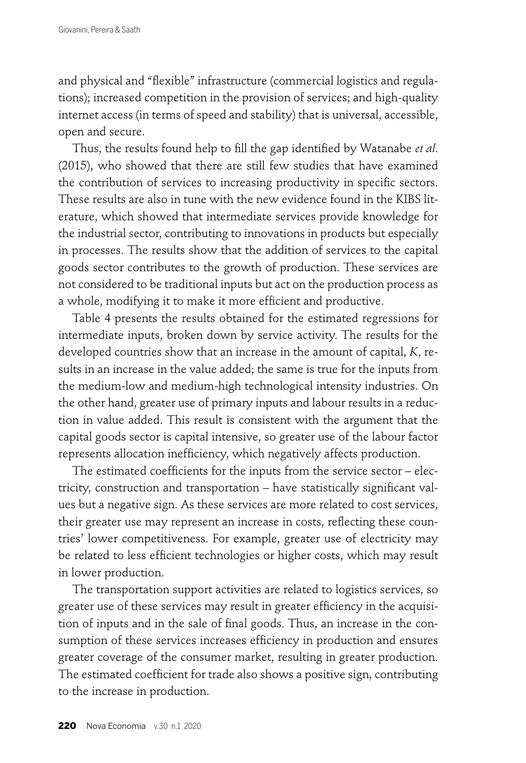and physical and "flexible" infrastructure (commercial logistics and regulations); increased competition in the provision of services; and high-quality internet access (in terms of speed and stability) that is universal, accessible, open and secure.

Thus, the results found help to fill the gap identified by Watanabe *et al*. (2015), who showed that there are still few studies that have examined the contribution of services to increasing productivity in specific sectors. These results are also in tune with the new evidence found in the KIBS literature, which showed that intermediate services provide knowledge for the industrial sector, contributing to innovations in products but especially in processes. The results show that the addition of services to the capital goods sector contributes to the growth of production. These services are not considered to be traditional inputs but act on the production process as a whole, modifying it to make it more efficient and productive.

Table 4 presents the results obtained for the estimated regressions for intermediate inputs, broken down by service activity. The results for the developed countries show that an increase in the amount of capital, $K$, results in an increase in the value added; the same is true for the inputs from the medium-low and medium-high technological intensity industries. On the other hand, greater use of primary inputs and labour results in a reduction in value added. This result is consistent with the argument that the capital goods sector is capital intensive, so greater use of the labour factor represents allocation inefficiency, which negatively affects production.

The estimated coefficients for the inputs from the service sector – electricity, construction and transportation – have statistically significant values but a negative sign. As these services are more related to cost services, their greater use may represent an increase in costs, reflecting these countries' lower competitiveness. For example, greater use of electricity may be related to less efficient technologies or higher costs, which may result in lower production.

The transportation support activities are related to logistics services, so greater use of these services may result in greater efficiency in the acquisition of inputs and in the sale of final goods. Thus, an increase in the consumption of these services increases efficiency in production and ensures greater coverage of the consumer market, resulting in greater production. The estimated coefficient for trade also shows a positive sign, contributing to the increase in production.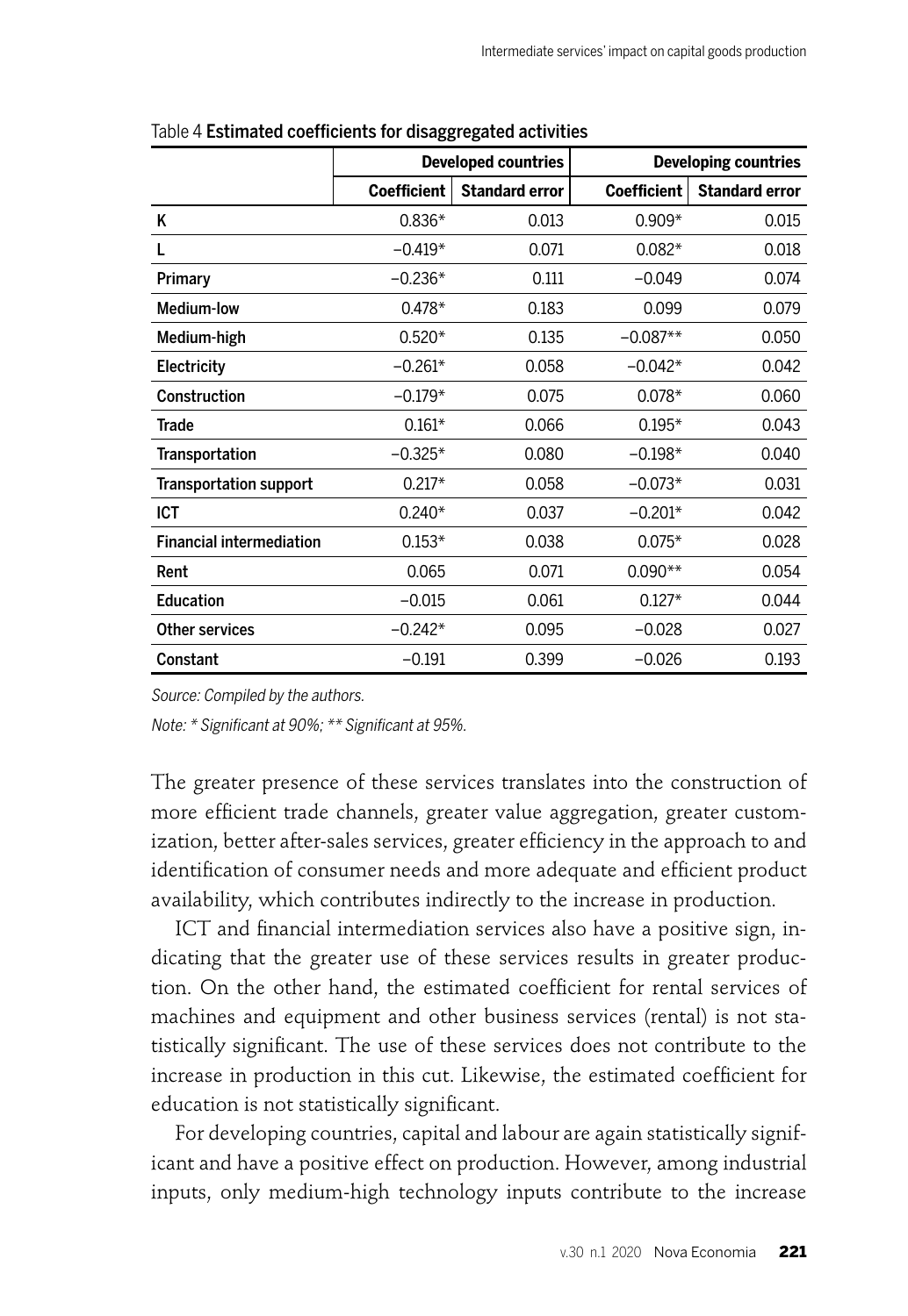Table 4 **Estimated coefficients for disaggregated activities**

| | Developed countries | | Developing countries | |
|---|---|---|---|---|
| | Coefficient | Standard error | Coefficient | Standard error |
| K | 0.836* | 0.013 | 0.909* | 0.015 |
| L | −0.419* | 0.071 | 0.082* | 0.018 |
| Primary | −0.236* | 0.111 | −0.049 | 0.074 |
| Medium-low | 0.478* | 0.183 | 0.099 | 0.079 |
| Medium-high | 0.520* | 0.135 | −0.087** | 0.050 |
| Electricity | −0.261* | 0.058 | −0.042* | 0.042 |
| Construction | −0.179* | 0.075 | 0.078* | 0.060 |
| Trade | 0.161* | 0.066 | 0.195* | 0.043 |
| Transportation | −0.325* | 0.080 | −0.198* | 0.040 |
| Transportation support | 0.217* | 0.058 | −0.073* | 0.031 |
| ICT | 0.240* | 0.037 | −0.201* | 0.042 |
| Financial intermediation | 0.153* | 0.038 | 0.075* | 0.028 |
| Rent | 0.065 | 0.071 | 0.090** | 0.054 |
| Education | −0.015 | 0.061 | 0.127* | 0.044 |
| Other services | −0.242* | 0.095 | −0.028 | 0.027 |
| Constant | −0.191 | 0.399 | −0.026 | 0.193 |

*Source: Compiled by the authors.*

*Note: * Significant at 90%; ** Significant at 95%.*

The greater presence of these services translates into the construction of more efficient trade channels, greater value aggregation, greater customization, better after-sales services, greater efficiency in the approach to and identification of consumer needs and more adequate and efficient product availability, which contributes indirectly to the increase in production.

ICT and financial intermediation services also have a positive sign, indicating that the greater use of these services results in greater production. On the other hand, the estimated coefficient for rental services of machines and equipment and other business services (rental) is not statistically significant. The use of these services does not contribute to the increase in production in this cut. Likewise, the estimated coefficient for education is not statistically significant.

For developing countries, capital and labour are again statistically significant and have a positive effect on production. However, among industrial inputs, only medium-high technology inputs contribute to the increase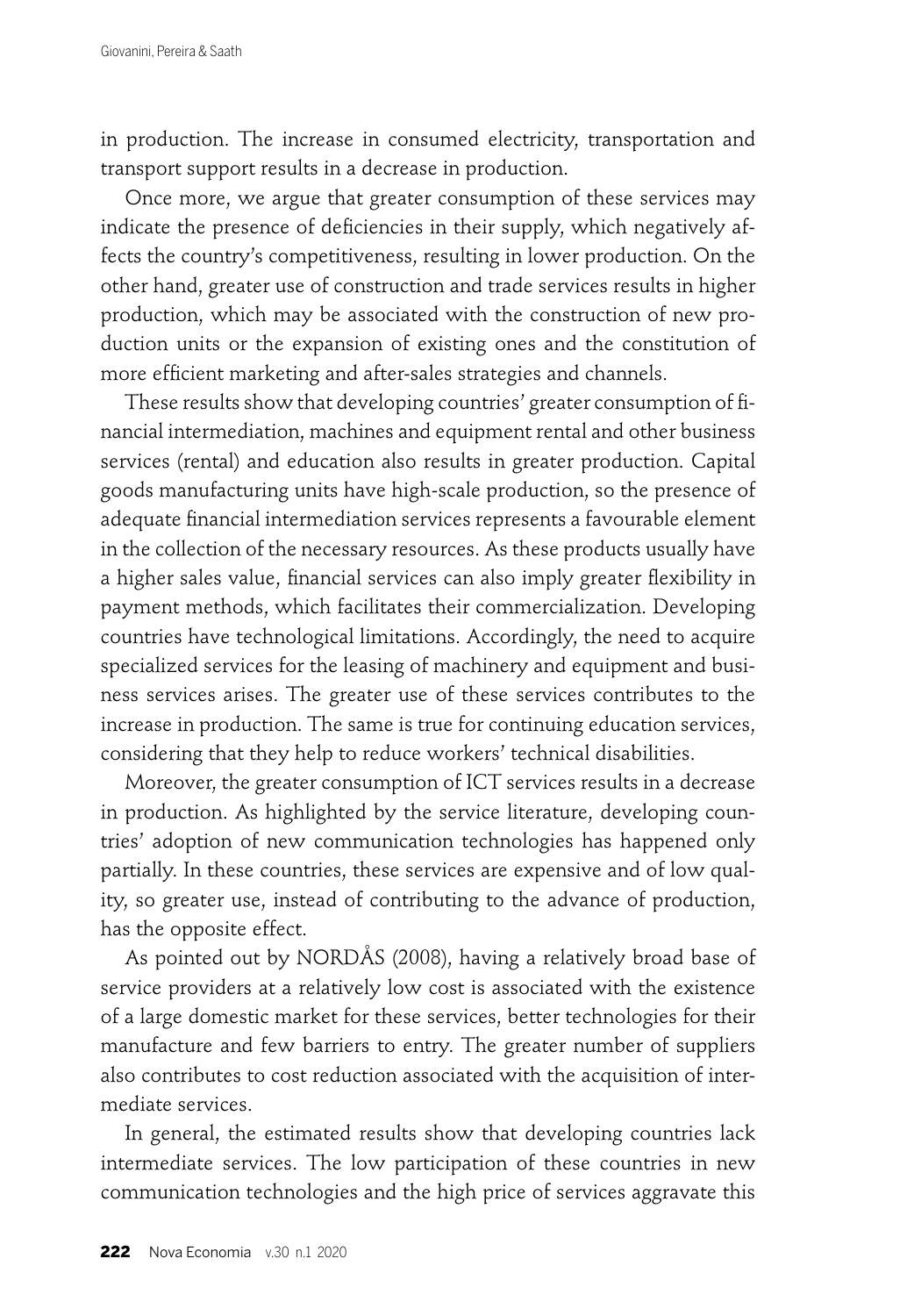in production. The increase in consumed electricity, transportation and transport support results in a decrease in production.

Once more, we argue that greater consumption of these services may indicate the presence of deficiencies in their supply, which negatively affects the country's competitiveness, resulting in lower production. On the other hand, greater use of construction and trade services results in higher production, which may be associated with the construction of new production units or the expansion of existing ones and the constitution of more efficient marketing and after-sales strategies and channels.

These results show that developing countries' greater consumption of financial intermediation, machines and equipment rental and other business services (rental) and education also results in greater production. Capital goods manufacturing units have high-scale production, so the presence of adequate financial intermediation services represents a favourable element in the collection of the necessary resources. As these products usually have a higher sales value, financial services can also imply greater flexibility in payment methods, which facilitates their commercialization. Developing countries have technological limitations. Accordingly, the need to acquire specialized services for the leasing of machinery and equipment and business services arises. The greater use of these services contributes to the increase in production. The same is true for continuing education services, considering that they help to reduce workers' technical disabilities.

Moreover, the greater consumption of ICT services results in a decrease in production. As highlighted by the service literature, developing countries' adoption of new communication technologies has happened only partially. In these countries, these services are expensive and of low quality, so greater use, instead of contributing to the advance of production, has the opposite effect.

As pointed out by NORDÅS (2008), having a relatively broad base of service providers at a relatively low cost is associated with the existence of a large domestic market for these services, better technologies for their manufacture and few barriers to entry. The greater number of suppliers also contributes to cost reduction associated with the acquisition of intermediate services.

In general, the estimated results show that developing countries lack intermediate services. The low participation of these countries in new communication technologies and the high price of services aggravate this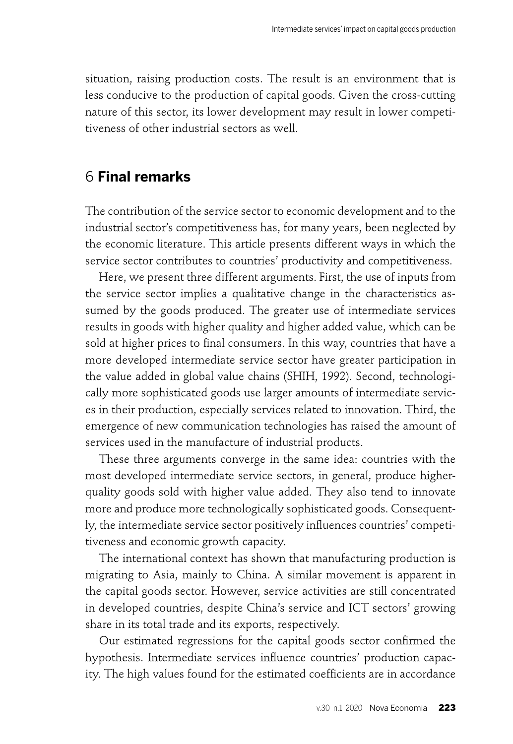situation, raising production costs. The result is an environment that is less conducive to the production of capital goods. Given the cross-cutting nature of this sector, its lower development may result in lower competitiveness of other industrial sectors as well.

## 6 **Final remarks**

The contribution of the service sector to economic development and to the industrial sector's competitiveness has, for many years, been neglected by the economic literature. This article presents different ways in which the service sector contributes to countries' productivity and competitiveness.

Here, we present three different arguments. First, the use of inputs from the service sector implies a qualitative change in the characteristics assumed by the goods produced. The greater use of intermediate services results in goods with higher quality and higher added value, which can be sold at higher prices to final consumers. In this way, countries that have a more developed intermediate service sector have greater participation in the value added in global value chains (SHIH, 1992). Second, technologically more sophisticated goods use larger amounts of intermediate services in their production, especially services related to innovation. Third, the emergence of new communication technologies has raised the amount of services used in the manufacture of industrial products.

These three arguments converge in the same idea: countries with the most developed intermediate service sectors, in general, produce higher-quality goods sold with higher value added. They also tend to innovate more and produce more technologically sophisticated goods. Consequently, the intermediate service sector positively influences countries' competitiveness and economic growth capacity.

The international context has shown that manufacturing production is migrating to Asia, mainly to China. A similar movement is apparent in the capital goods sector. However, service activities are still concentrated in developed countries, despite China's service and ICT sectors' growing share in its total trade and its exports, respectively.

Our estimated regressions for the capital goods sector confirmed the hypothesis. Intermediate services influence countries' production capacity. The high values found for the estimated coefficients are in accordance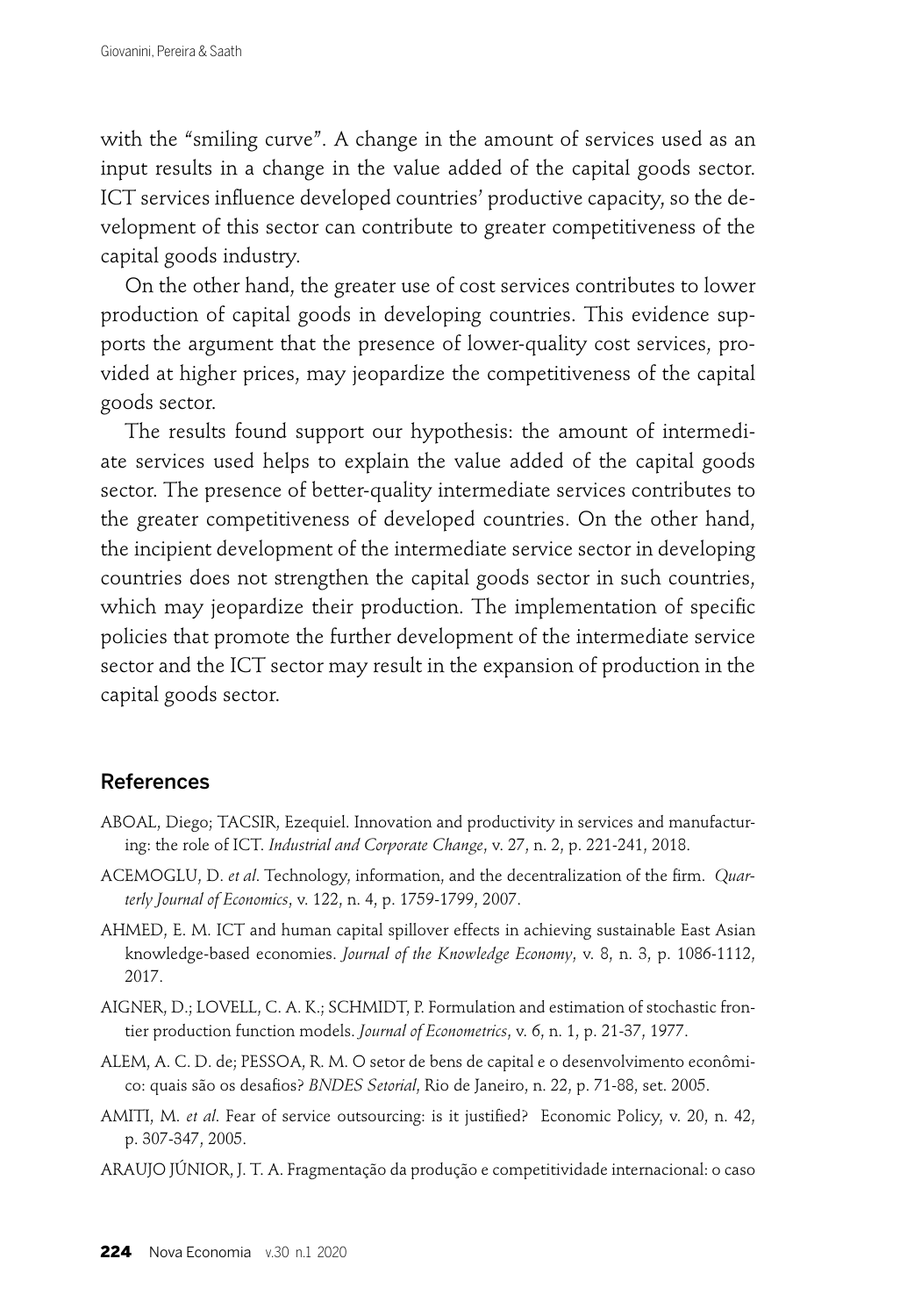with the "smiling curve". A change in the amount of services used as an input results in a change in the value added of the capital goods sector. ICT services influence developed countries' productive capacity, so the development of this sector can contribute to greater competitiveness of the capital goods industry.

On the other hand, the greater use of cost services contributes to lower production of capital goods in developing countries. This evidence supports the argument that the presence of lower-quality cost services, provided at higher prices, may jeopardize the competitiveness of the capital goods sector.

The results found support our hypothesis: the amount of intermediate services used helps to explain the value added of the capital goods sector. The presence of better-quality intermediate services contributes to the greater competitiveness of developed countries. On the other hand, the incipient development of the intermediate service sector in developing countries does not strengthen the capital goods sector in such countries, which may jeopardize their production. The implementation of specific policies that promote the further development of the intermediate service sector and the ICT sector may result in the expansion of production in the capital goods sector.

## References

ABOAL, Diego; TACSIR, Ezequiel. Innovation and productivity in services and manufacturing: the role of ICT. *Industrial and Corporate Change*, v. 27, n. 2, p. 221-241, 2018.

ACEMOGLU, D. *et al*. Technology, information, and the decentralization of the firm. *Quarterly Journal of Economics*, v. 122, n. 4, p. 1759-1799, 2007.

AHMED, E. M. ICT and human capital spillover effects in achieving sustainable East Asian knowledge-based economies. *Journal of the Knowledge Economy*, v. 8, n. 3, p. 1086-1112, 2017.

AIGNER, D.; LOVELL, C. A. K.; SCHMIDT, P. Formulation and estimation of stochastic frontier production function models. *Journal of Econometrics*, v. 6, n. 1, p. 21-37, 1977.

ALEM, A. C. D. de; PESSOA, R. M. O setor de bens de capital e o desenvolvimento econômico: quais são os desafios? *BNDES Setorial*, Rio de Janeiro, n. 22, p. 71-88, set. 2005.

AMITI, M. *et al*. Fear of service outsourcing: is it justified? Economic Policy, v. 20, n. 42, p. 307-347, 2005.

ARAUJO JÚNIOR, J. T. A. Fragmentação da produção e competitividade internacional: o caso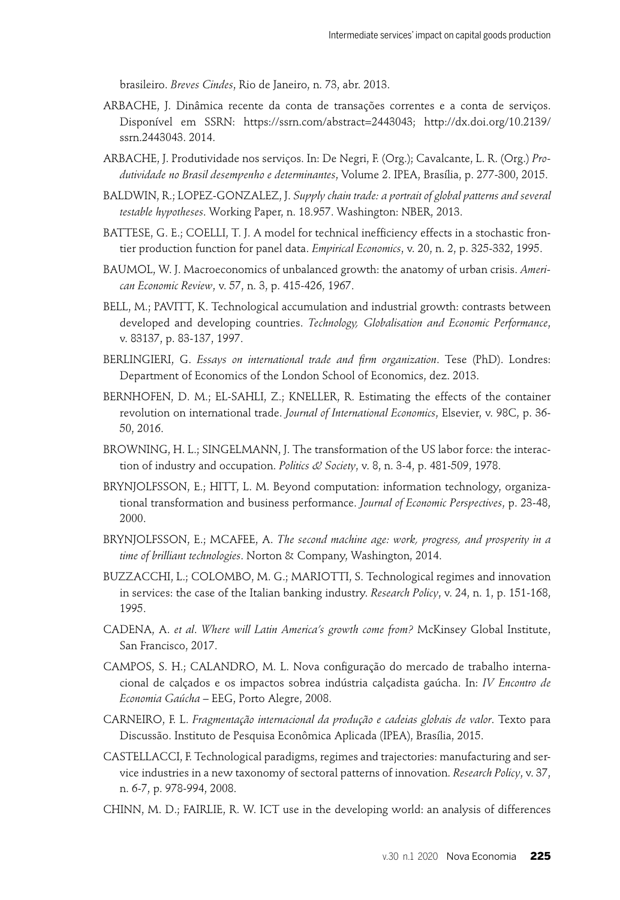brasileiro. *Breves Cindes*, Rio de Janeiro, n. 73, abr. 2013.

ARBACHE, J. Dinâmica recente da conta de transações correntes e a conta de serviços. Disponível em SSRN: https://ssrn.com/abstract=2443043; http://dx.doi.org/10.2139/ssrn.2443043. 2014.

ARBACHE, J. Produtividade nos serviços. In: De Negri, F. (Org.); Cavalcante, L. R. (Org.) *Produtividade no Brasil desempenho e determinantes*, Volume 2. IPEA, Brasília, p. 277-300, 2015.

BALDWIN, R.; LOPEZ-GONZALEZ, J. *Supply chain trade: a portrait of global patterns and several testable hypotheses*. Working Paper, n. 18.957. Washington: NBER, 2013.

BATTESE, G. E.; COELLI, T. J. A model for technical inefficiency effects in a stochastic frontier production function for panel data. *Empirical Economics*, v. 20, n. 2, p. 325-332, 1995.

BAUMOL, W. J. Macroeconomics of unbalanced growth: the anatomy of urban crisis. *American Economic Review*, v. 57, n. 3, p. 415-426, 1967.

BELL, M.; PAVITT, K. Technological accumulation and industrial growth: contrasts between developed and developing countries. *Technology, Globalisation and Economic Performance*, v. 83137, p. 83-137, 1997.

BERLINGIERI, G. *Essays on international trade and firm organization*. Tese (PhD). Londres: Department of Economics of the London School of Economics, dez. 2013.

BERNHOFEN, D. M.; EL-SAHLI, Z.; KNELLER, R. Estimating the effects of the container revolution on international trade. *Journal of International Economics*, Elsevier, v. 98C, p. 36-50, 2016.

BROWNING, H. L.; SINGELMANN, J. The transformation of the US labor force: the interaction of industry and occupation. *Politics & Society*, v. 8, n. 3-4, p. 481-509, 1978.

BRYNJOLFSSON, E.; HITT, L. M. Beyond computation: information technology, organizational transformation and business performance. *Journal of Economic Perspectives*, p. 23-48, 2000.

BRYNJOLFSSON, E.; MCAFEE, A. *The second machine age: work, progress, and prosperity in a time of brilliant technologies*. Norton & Company, Washington, 2014.

BUZZACCHI, L.; COLOMBO, M. G.; MARIOTTI, S. Technological regimes and innovation in services: the case of the Italian banking industry. *Research Policy*, v. 24, n. 1, p. 151-168, 1995.

CADENA, A. *et al*. *Where will Latin America's growth come from?* McKinsey Global Institute, San Francisco, 2017.

CAMPOS, S. H.; CALANDRO, M. L. Nova configuração do mercado de trabalho internacional de calçados e os impactos sobrea indústria calçadista gaúcha. In: *IV Encontro de Economia Gaúcha* – EEG, Porto Alegre, 2008.

CARNEIRO, F. L. *Fragmentação internacional da produção e cadeias globais de valor*. Texto para Discussão. Instituto de Pesquisa Econômica Aplicada (IPEA), Brasília, 2015.

CASTELLACCI, F. Technological paradigms, regimes and trajectories: manufacturing and service industries in a new taxonomy of sectoral patterns of innovation. *Research Policy*, v. 37, n. 6-7, p. 978-994, 2008.

CHINN, M. D.; FAIRLIE, R. W. ICT use in the developing world: an analysis of differences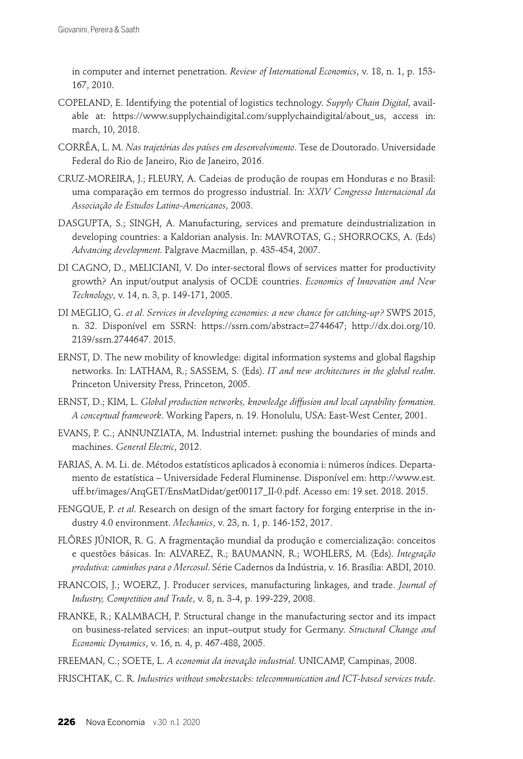in computer and internet penetration. *Review of International Economics*, v. 18, n. 1, p. 153-167, 2010.

COPELAND, E. Identifying the potential of logistics technology. *Supply Chain Digital*, available at: https://www.supplychaindigital.com/supplychaindigital/about_us, access in: march, 10, 2018.

CORRÊA, L. M. *Nas trajetórias dos países em desenvolvimento*. Tese de Doutorado. Universidade Federal do Rio de Janeiro, Rio de Janeiro, 2016.

CRUZ-MOREIRA, J.; FLEURY, A. Cadeias de produção de roupas em Honduras e no Brasil: uma comparação em termos do progresso industrial. In: *XXIV Congresso Internacional da Associação de Estudos Latino-Americanos*, 2003.

DASGUPTA, S.; SINGH, A. Manufacturing, services and premature deindustrialization in developing countries: a Kaldorian analysis. In: MAVROTAS, G.; SHORROCKS, A. (Eds) *Advancing development*. Palgrave Macmillan, p. 435-454, 2007.

DI CAGNO, D., MELICIANI, V. Do inter-sectoral flows of services matter for productivity growth? An input/output analysis of OCDE countries. *Economics of Innovation and New Technology*, v. 14, n. 3, p. 149-171, 2005.

DI MEGLIO, G. *et al*. *Services in developing economies: a new chance for catching-up?* SWPS 2015, n. 32. Disponível em SSRN: https://ssrn.com/abstract=2744647; http://dx.doi.org/10.2139/ssrn.2744647. 2015.

ERNST, D. The new mobility of knowledge: digital information systems and global flagship networks. In: LATHAM, R.; SASSEM, S. (Eds). *IT and new architectures in the global realm*. Princeton University Press, Princeton, 2005.

ERNST, D.; KIM, L. *Global production networks, knowledge diffusion and local capability formation. A conceptual framework*. Working Papers, n. 19. Honolulu, USA: East-West Center, 2001.

EVANS, P. C.; ANNUNZIATA, M. Industrial internet: pushing the boundaries of minds and machines. *General Electric*, 2012.

FARIAS, A. M. Li. de. Métodos estatísticos aplicados à economia i: números índices. Departamento de estatística – Universidade Federal Fluminense. Disponível em: http://www.est.uff.br/images/ArqGET/EnsMatDidat/get00117_II-0.pdf. Acesso em: 19 set. 2018. 2015.

FENGQUE, P. *et al*. Research on design of the smart factory for forging enterprise in the industry 4.0 environment. *Mechanics*, v. 23, n. 1, p. 146-152, 2017.

FLÔRES JÚNIOR, R. G. A fragmentação mundial da produção e comercialização: conceitos e questões básicas. In: ALVAREZ, R.; BAUMANN, R.; WOHLERS, M. (Eds). *Integração produtiva: caminhos para o Mercosul*. Série Cadernos da Indústria, v. 16. Brasília: ABDI, 2010.

FRANCOIS, J.; WOERZ, J. Producer services, manufacturing linkages, and trade. *Journal of Industry, Competition and Trade*, v. 8, n. 3-4, p. 199-229, 2008.

FRANKE, R.; KALMBACH, P. Structural change in the manufacturing sector and its impact on business-related services: an input–output study for Germany. *Structural Change and Economic Dynamics*, v. 16, n. 4, p. 467-488, 2005.

FREEMAN, C.; SOETE, L. *A economia da inovação industrial*. UNICAMP, Campinas, 2008.

FRISCHTAK, C. R. *Industries without smokestacks: telecommunication and ICT-based services trade*.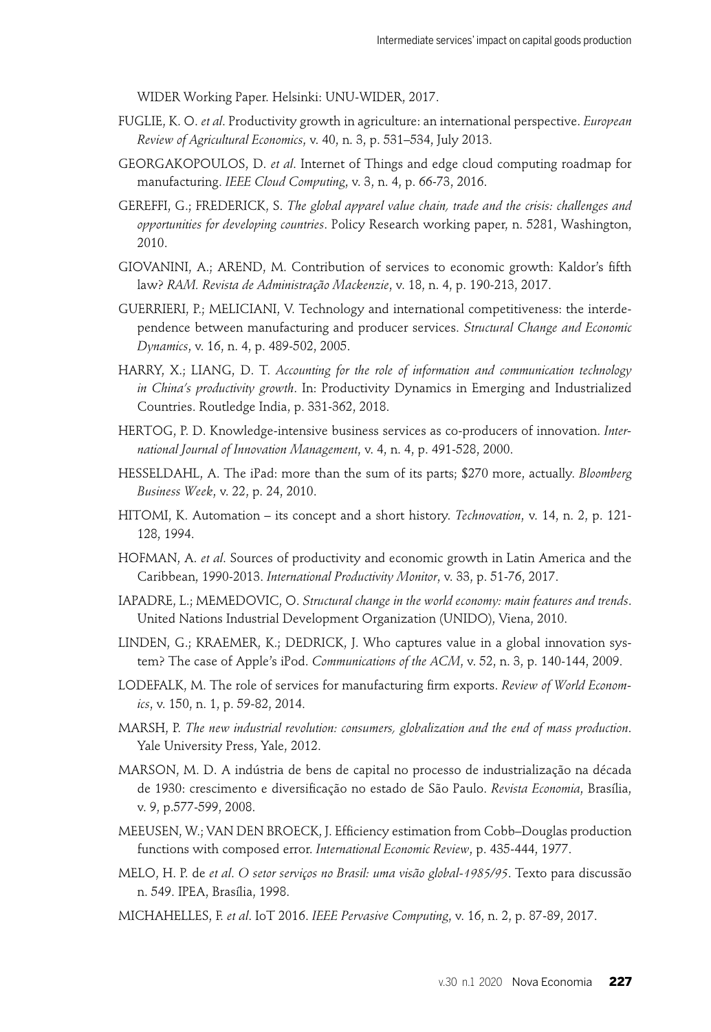WIDER Working Paper. Helsinki: UNU-WIDER, 2017.

FUGLIE, K. O. *et al*. Productivity growth in agriculture: an international perspective. *European Review of Agricultural Economics*, v. 40, n. 3, p. 531–534, July 2013.

GEORGAKOPOULOS, D. *et al*. Internet of Things and edge cloud computing roadmap for manufacturing. *IEEE Cloud Computing*, v. 3, n. 4, p. 66-73, 2016.

GEREFFI, G.; FREDERICK, S. *The global apparel value chain, trade and the crisis: challenges and opportunities for developing countries*. Policy Research working paper, n. 5281, Washington, 2010.

GIOVANINI, A.; AREND, M. Contribution of services to economic growth: Kaldor's fifth law? *RAM. Revista de Administração Mackenzie*, v. 18, n. 4, p. 190-213, 2017.

GUERRIERI, P.; MELICIANI, V. Technology and international competitiveness: the interdependence between manufacturing and producer services. *Structural Change and Economic Dynamics*, v. 16, n. 4, p. 489-502, 2005.

HARRY, X.; LIANG, D. T. *Accounting for the role of information and communication technology in China's productivity growth*. In: Productivity Dynamics in Emerging and Industrialized Countries. Routledge India, p. 331-362, 2018.

HERTOG, P. D. Knowledge-intensive business services as co-producers of innovation. *International Journal of Innovation Management*, v. 4, n. 4, p. 491-528, 2000.

HESSELDAHL, A. The iPad: more than the sum of its parts; $270 more, actually. *Bloomberg Business Week*, v. 22, p. 24, 2010.

HITOMI, K. Automation – its concept and a short history. *Technovation*, v. 14, n. 2, p. 121-128, 1994.

HOFMAN, A. *et al*. Sources of productivity and economic growth in Latin America and the Caribbean, 1990-2013. *International Productivity Monitor*, v. 33, p. 51-76, 2017.

IAPADRE, L.; MEMEDOVIC, O. *Structural change in the world economy: main features and trends*. United Nations Industrial Development Organization (UNIDO), Viena, 2010.

LINDEN, G.; KRAEMER, K.; DEDRICK, J. Who captures value in a global innovation system? The case of Apple's iPod. *Communications of the ACM*, v. 52, n. 3, p. 140-144, 2009.

LODEFALK, M. The role of services for manufacturing firm exports. *Review of World Economics*, v. 150, n. 1, p. 59-82, 2014.

MARSH, P. *The new industrial revolution: consumers, globalization and the end of mass production*. Yale University Press, Yale, 2012.

MARSON, M. D. A indústria de bens de capital no processo de industrialização na década de 1930: crescimento e diversificação no estado de São Paulo. *Revista Economia*, Brasília, v. 9, p.577-599, 2008.

MEEUSEN, W.; VAN DEN BROECK, J. Efficiency estimation from Cobb–Douglas production functions with composed error. *International Economic Review*, p. 435-444, 1977.

MELO, H. P. de *et al*. *O setor serviços no Brasil: uma visão global-1985/95*. Texto para discussão n. 549. IPEA, Brasília, 1998.

MICHAHELLES, F. *et al*. IoT 2016. *IEEE Pervasive Computing*, v. 16, n. 2, p. 87-89, 2017.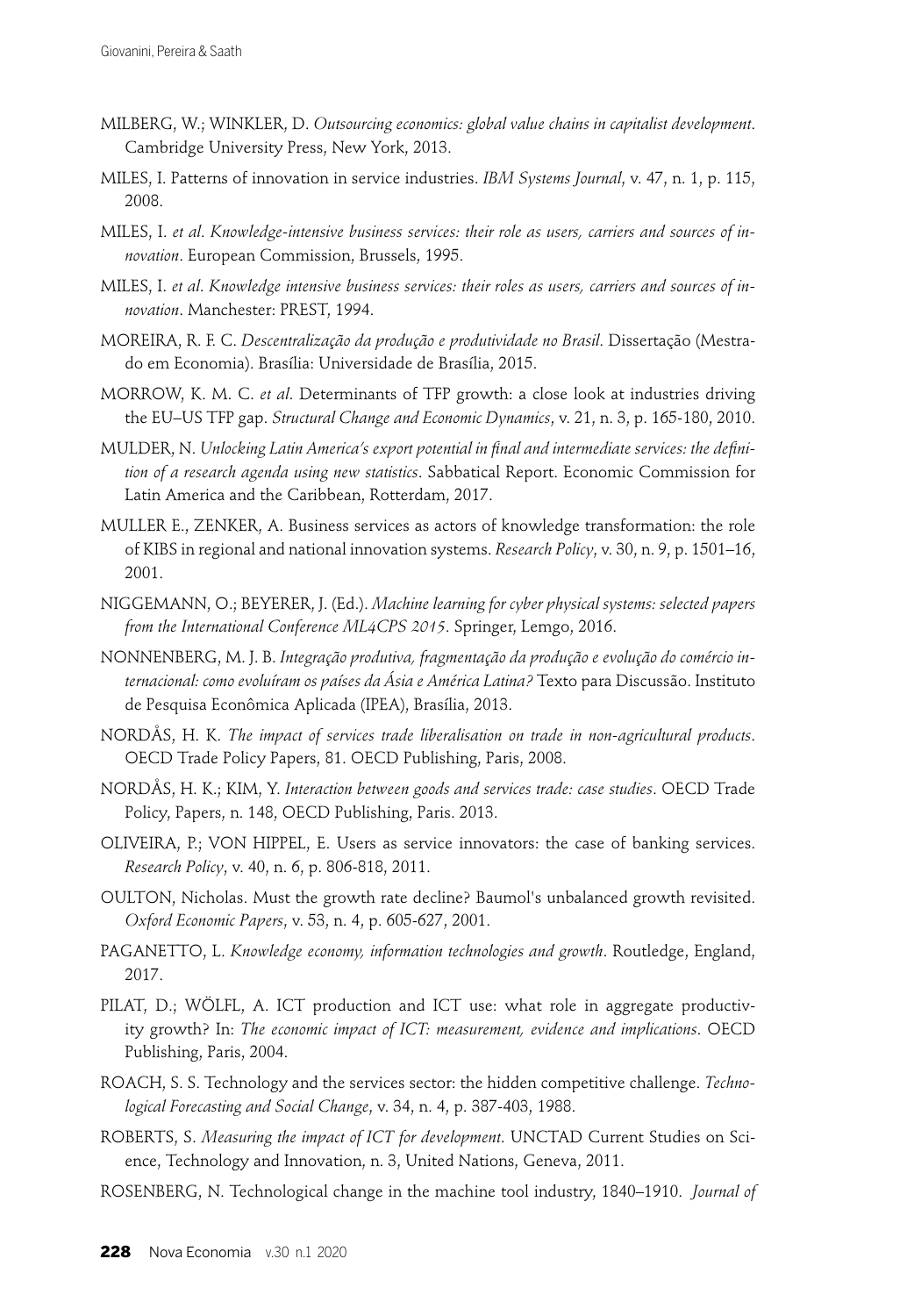MILBERG, W.; WINKLER, D. *Outsourcing economics: global value chains in capitalist development*. Cambridge University Press, New York, 2013.

MILES, I. Patterns of innovation in service industries. *IBM Systems Journal*, v. 47, n. 1, p. 115, 2008.

MILES, I. *et al*. *Knowledge-intensive business services: their role as users, carriers and sources of innovation*. European Commission, Brussels, 1995.

MILES, I. *et al*. *Knowledge intensive business services: their roles as users, carriers and sources of innovation*. Manchester: PREST, 1994.

MOREIRA, R. F. C. *Descentralização da produção e produtividade no Brasil*. Dissertação (Mestrado em Economia). Brasília: Universidade de Brasília, 2015.

MORROW, K. M. C. *et al*. Determinants of TFP growth: a close look at industries driving the EU–US TFP gap. *Structural Change and Economic Dynamics*, v. 21, n. 3, p. 165-180, 2010.

MULDER, N. *Unlocking Latin America's export potential in final and intermediate services: the definition of a research agenda using new statistics*. Sabbatical Report. Economic Commission for Latin America and the Caribbean, Rotterdam, 2017.

MULLER E., ZENKER, A. Business services as actors of knowledge transformation: the role of KIBS in regional and national innovation systems. *Research Policy*, v. 30, n. 9, p. 1501–16, 2001.

NIGGEMANN, O.; BEYERER, J. (Ed.). *Machine learning for cyber physical systems: selected papers from the International Conference ML4CPS 2015*. Springer, Lemgo, 2016.

NONNENBERG, M. J. B. *Integração produtiva, fragmentação da produção e evolução do comércio internacional: como evoluíram os países da Ásia e América Latina?* Texto para Discussão. Instituto de Pesquisa Econômica Aplicada (IPEA), Brasília, 2013.

NORDÅS, H. K. *The impact of services trade liberalisation on trade in non-agricultural products*. OECD Trade Policy Papers, 81. OECD Publishing, Paris, 2008.

NORDÅS, H. K.; KIM, Y. *Interaction between goods and services trade: case studies*. OECD Trade Policy, Papers, n. 148, OECD Publishing, Paris. 2013.

OLIVEIRA, P.; VON HIPPEL, E. Users as service innovators: the case of banking services. *Research Policy*, v. 40, n. 6, p. 806-818, 2011.

OULTON, Nicholas. Must the growth rate decline? Baumol's unbalanced growth revisited. *Oxford Economic Papers*, v. 53, n. 4, p. 605-627, 2001.

PAGANETTO, L. *Knowledge economy, information technologies and growth*. Routledge, England, 2017.

PILAT, D.; WÖLFL, A. ICT production and ICT use: what role in aggregate productivity growth? In: *The economic impact of ICT: measurement, evidence and implications*. OECD Publishing, Paris, 2004.

ROACH, S. S. Technology and the services sector: the hidden competitive challenge. *Technological Forecasting and Social Change*, v. 34, n. 4, p. 387-403, 1988.

ROBERTS, S. *Measuring the impact of ICT for development*. UNCTAD Current Studies on Science, Technology and Innovation, n. 3, United Nations, Geneva, 2011.

ROSENBERG, N. Technological change in the machine tool industry, 1840–1910. *Journal of*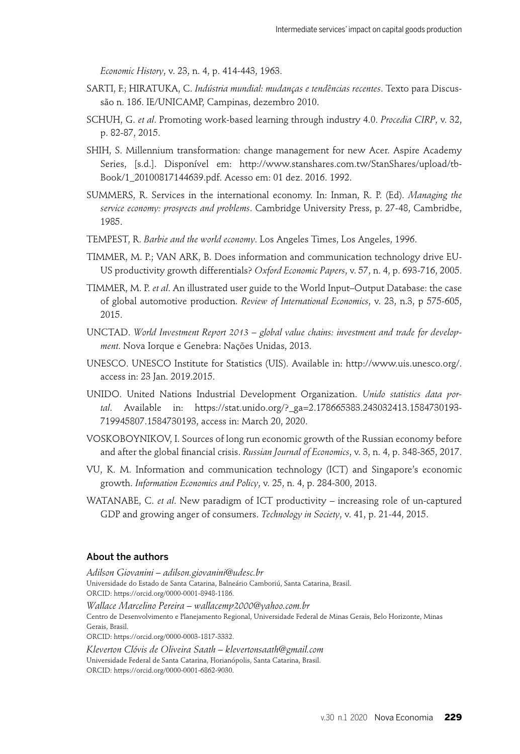*Economic History*, v. 23, n. 4, p. 414-443, 1963.

SARTI, F.; HIRATUKA, C. *Indústria mundial: mudanças e tendências recentes*. Texto para Discussão n. 186. IE/UNICAMP, Campinas, dezembro 2010.

SCHUH, G. *et al*. Promoting work-based learning through industry 4.0. *Procedia CIRP*, v. 32, p. 82-87, 2015.

SHIH, S. Millennium transformation: change management for new Acer. Aspire Academy Series, [s.d.]. Disponível em: http://www.stanshares.com.tw/StanShares/upload/tbBook/1_20100817144639.pdf. Acesso em: 01 dez. 2016. 1992.

SUMMERS, R. Services in the international economy. In: Inman, R. P. (Ed). *Managing the service economy: prospects and problems*. Cambridge University Press, p. 27-48, Cambridbe, 1985.

TEMPEST, R. *Barbie and the world economy*. Los Angeles Times, Los Angeles, 1996.

TIMMER, M. P.; VAN ARK, B. Does information and communication technology drive EU-US productivity growth differentials? *Oxford Economic Papers*, v. 57, n. 4, p. 693-716, 2005.

TIMMER, M. P. *et al*. An illustrated user guide to the World Input–Output Database: the case of global automotive production. *Review of International Economics*, v. 23, n.3, p 575-605, 2015.

UNCTAD. *World Investment Report 2013 – global value chains: investment and trade for development*. Nova Iorque e Genebra: Nações Unidas, 2013.

UNESCO. UNESCO Institute for Statistics (UIS). Available in: http://www.uis.unesco.org/. access in: 23 Jan. 2019.2015.

UNIDO. United Nations Industrial Development Organization. *Unido statistics data portal*. Available in: https://stat.unido.org/?_ga=2.178665383.243032413.1584730193-719945807.1584730193, access in: March 20, 2020.

VOSKOBOYNIKOV, I. Sources of long run economic growth of the Russian economy before and after the global financial crisis. *Russian Journal of Economics*, v. 3, n. 4, p. 348-365, 2017.

VU, K. M. Information and communication technology (ICT) and Singapore's economic growth. *Information Economics and Policy*, v. 25, n. 4, p. 284-300, 2013.

WATANABE, C. *et al*. New paradigm of ICT productivity – increasing role of un-captured GDP and growing anger of consumers. *Technology in Society*, v. 41, p. 21-44, 2015.

## About the authors

*Adilson Giovanini – adilson.giovanini@udesc.br*
Universidade do Estado de Santa Catarina, Balneário Camboriú, Santa Catarina, Brasil.
ORCID: https://orcid.org/0000-0001-8948-1186.

*Wallace Marcelino Pereira – wallacemp2000@yahoo.com.br*
Centro de Desenvolvimento e Planejamento Regional, Universidade Federal de Minas Gerais, Belo Horizonte, Minas Gerais, Brasil.
ORCID: https://orcid.org/0000-0003-1817-3332.

*Kleverton Clóvis de Oliveira Saath – klevertonsaath@gmail.com*
Universidade Federal de Santa Catarina, Florianópolis, Santa Catarina, Brasil.
ORCID: https://orcid.org/0000-0001-6862-9030.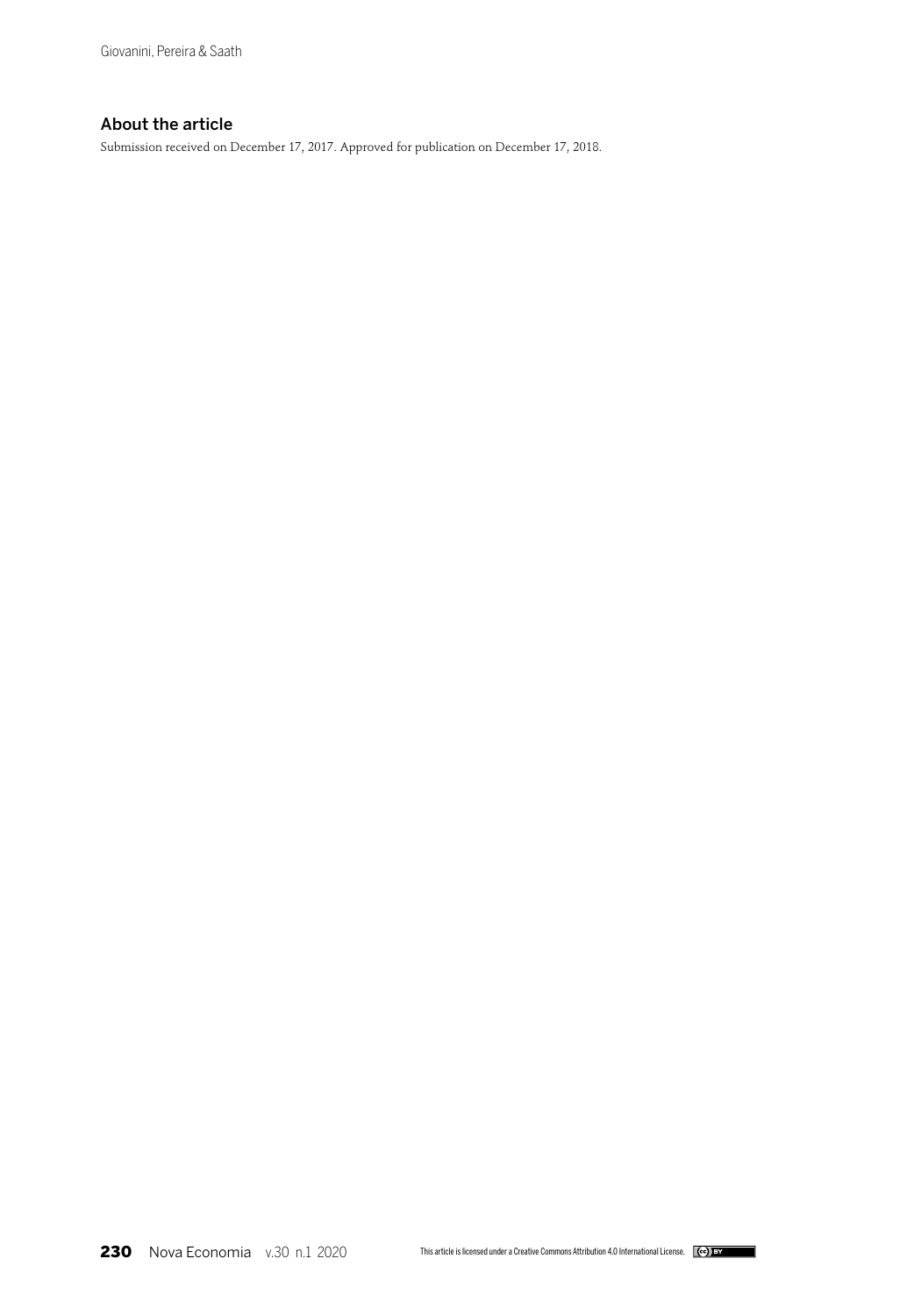## About the article

Submission received on December 17, 2017. Approved for publication on December 17, 2018.

This article is licensed under a Creative Commons Attribution 4.0 International License.